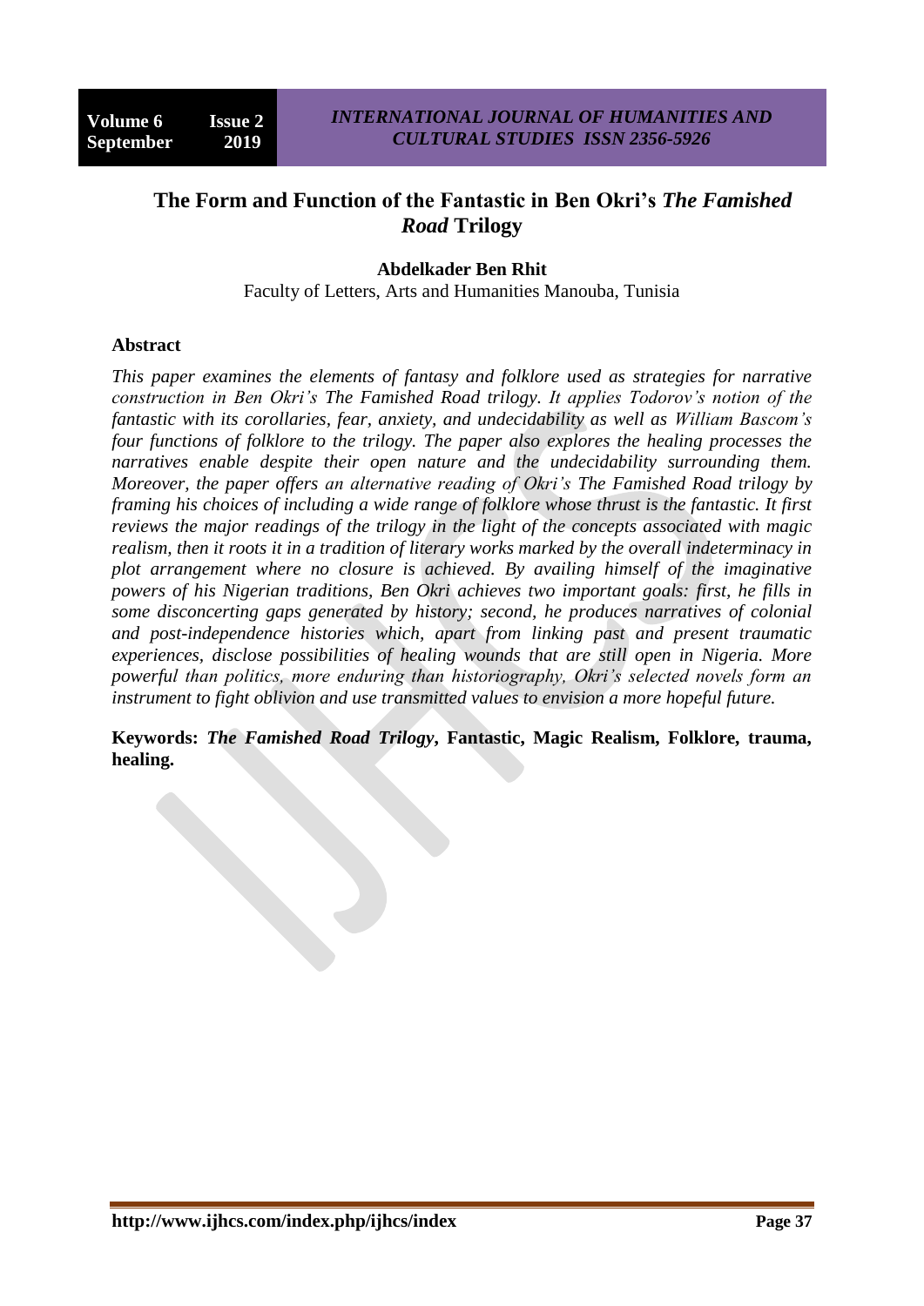# The Form and Function of the Fantastic in Ben Okri's *The Famished Road* Trilogy

**Abdelkader Ben Rhit**

Faculty of Letters, Arts and Humanities Manouba, Tunisia

## Abstract

*This paper examines the elements of fantasy and folklore used as strategies for narrative construction in Ben Okri's* The Famished Road *trilogy. It applies Todorov's notion of the fantastic with its corollaries, fear, anxiety, and undecidability as well as William Bascom's four functions of folklore to the trilogy. The paper also explores the healing processes the narratives enable despite their open nature and the undecidability surrounding them. Moreover, the paper offers an alternative reading of Okri's* The Famished Road *trilogy by framing his choices of including a wide range of folklore whose thrust is the fantastic. It first reviews the major readings of the trilogy in the light of the concepts associated with magic realism, then it roots it in a tradition of literary works marked by the overall indeterminacy in plot arrangement where no closure is achieved. By availing himself of the imaginative powers of his Nigerian traditions, Ben Okri achieves two important goals: first, he fills in some disconcerting gaps generated by history; second, he produces narratives of colonial and post-independence histories which, apart from linking past and present traumatic experiences, disclose possibilities of healing wounds that are still open in Nigeria. More powerful than politics, more enduring than historiography, Okri's selected novels form an instrument to fight oblivion and use transmitted values to envision a more hopeful future.*

**Keywords:** ***The Famished Road Trilogy*, Fantastic, Magic Realism, Folklore, trauma, healing.**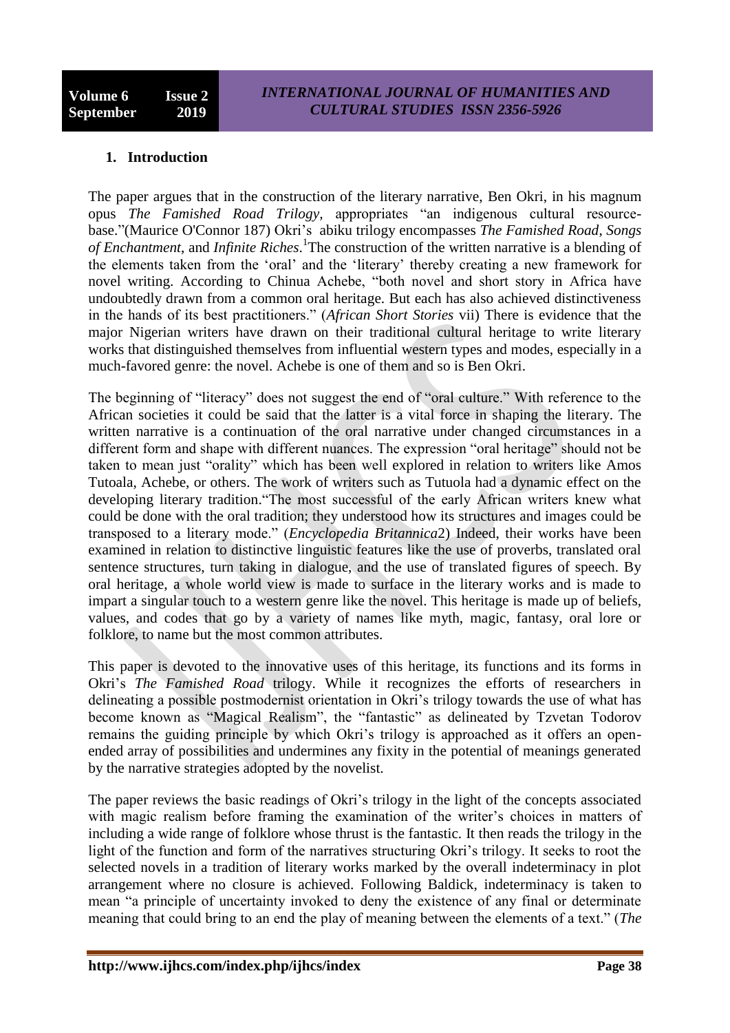## 1. Introduction

The paper argues that in the construction of the literary narrative, Ben Okri, in his magnum opus *The Famished Road Trilogy,* appropriates "an indigenous cultural resource-base."(Maurice O'Connor 187) Okri's abiku trilogy encompasses *The Famished Road*, *Songs of Enchantment*, and *Infinite Riches*.[1]The construction of the written narrative is a blending of the elements taken from the 'oral' and the 'literary' thereby creating a new framework for novel writing. According to Chinua Achebe, "both novel and short story in Africa have undoubtedly drawn from a common oral heritage. But each has also achieved distinctiveness in the hands of its best practitioners." (*African Short Stories* vii) There is evidence that the major Nigerian writers have drawn on their traditional cultural heritage to write literary works that distinguished themselves from influential western types and modes, especially in a much-favored genre: the novel. Achebe is one of them and so is Ben Okri.

The beginning of "literacy" does not suggest the end of "oral culture." With reference to the African societies it could be said that the latter is a vital force in shaping the literary. The written narrative is a continuation of the oral narrative under changed circumstances in a different form and shape with different nuances. The expression "oral heritage" should not be taken to mean just "orality" which has been well explored in relation to writers like Amos Tutoala, Achebe, or others. The work of writers such as Tutuola had a dynamic effect on the developing literary tradition."The most successful of the early African writers knew what could be done with the oral tradition; they understood how its structures and images could be transposed to a literary mode." (*Encyclopedia Britannica*2) Indeed, their works have been examined in relation to distinctive linguistic features like the use of proverbs, translated oral sentence structures, turn taking in dialogue, and the use of translated figures of speech. By oral heritage, a whole world view is made to surface in the literary works and is made to impart a singular touch to a western genre like the novel. This heritage is made up of beliefs, values, and codes that go by a variety of names like myth, magic, fantasy, oral lore or folklore, to name but the most common attributes.

This paper is devoted to the innovative uses of this heritage, its functions and its forms in Okri's *The Famished Road* trilogy. While it recognizes the efforts of researchers in delineating a possible postmodernist orientation in Okri's trilogy towards the use of what has become known as "Magical Realism", the "fantastic" as delineated by Tzvetan Todorov remains the guiding principle by which Okri's trilogy is approached as it offers an open-ended array of possibilities and undermines any fixity in the potential of meanings generated by the narrative strategies adopted by the novelist.

The paper reviews the basic readings of Okri's trilogy in the light of the concepts associated with magic realism before framing the examination of the writer's choices in matters of including a wide range of folklore whose thrust is the fantastic. It then reads the trilogy in the light of the function and form of the narratives structuring Okri's trilogy. It seeks to root the selected novels in a tradition of literary works marked by the overall indeterminacy in plot arrangement where no closure is achieved. Following Baldick, indeterminacy is taken to mean "a principle of uncertainty invoked to deny the existence of any final or determinate meaning that could bring to an end the play of meaning between the elements of a text." (*The*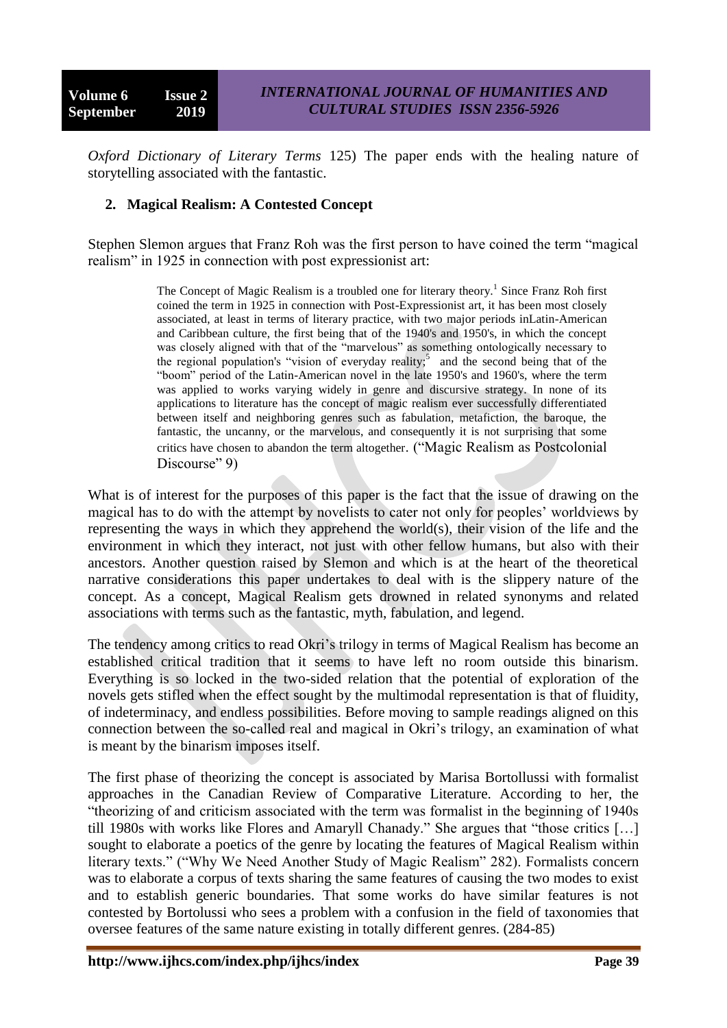*Oxford Dictionary of Literary Terms* 125) The paper ends with the healing nature of storytelling associated with the fantastic.

## 2. Magical Realism: A Contested Concept

Stephen Slemon argues that Franz Roh was the first person to have coined the term "magical realism" in 1925 in connection with post expressionist art:

> The Concept of Magic Realism is a troubled one for literary theory.[1] Since Franz Roh first coined the term in 1925 in connection with Post-Expressionist art, it has been most closely associated, at least in terms of literary practice, with two major periods inLatin-American and Caribbean culture, the first being that of the 1940's and 1950's, in which the concept was closely aligned with that of the "marvelous" as something ontologically necessary to the regional population's "vision of everyday reality;[5] and the second being that of the "boom" period of the Latin-American novel in the late 1950's and 1960's, where the term was applied to works varying widely in genre and discursive strategy. In none of its applications to literature has the concept of magic realism ever successfully differentiated between itself and neighboring genres such as fabulation, metafiction, the baroque, the fantastic, the uncanny, or the marvelous, and consequently it is not surprising that some critics have chosen to abandon the term altogether. ("Magic Realism as Postcolonial Discourse" 9)

What is of interest for the purposes of this paper is the fact that the issue of drawing on the magical has to do with the attempt by novelists to cater not only for peoples' worldviews by representing the ways in which they apprehend the world(s), their vision of the life and the environment in which they interact, not just with other fellow humans, but also with their ancestors. Another question raised by Slemon and which is at the heart of the theoretical narrative considerations this paper undertakes to deal with is the slippery nature of the concept. As a concept, Magical Realism gets drowned in related synonyms and related associations with terms such as the fantastic, myth, fabulation, and legend.

The tendency among critics to read Okri's trilogy in terms of Magical Realism has become an established critical tradition that it seems to have left no room outside this binarism. Everything is so locked in the two-sided relation that the potential of exploration of the novels gets stifled when the effect sought by the multimodal representation is that of fluidity, of indeterminacy, and endless possibilities. Before moving to sample readings aligned on this connection between the so-called real and magical in Okri's trilogy, an examination of what is meant by the binarism imposes itself.

The first phase of theorizing the concept is associated by Marisa Bortollussi with formalist approaches in the Canadian Review of Comparative Literature. According to her, the "theorizing of and criticism associated with the term was formalist in the beginning of 1940s till 1980s with works like Flores and Amaryll Chanady." She argues that "those critics […] sought to elaborate a poetics of the genre by locating the features of Magical Realism within literary texts." ("Why We Need Another Study of Magic Realism" 282). Formalists concern was to elaborate a corpus of texts sharing the same features of causing the two modes to exist and to establish generic boundaries. That some works do have similar features is not contested by Bortolussi who sees a problem with a confusion in the field of taxonomies that oversee features of the same nature existing in totally different genres. (284-85)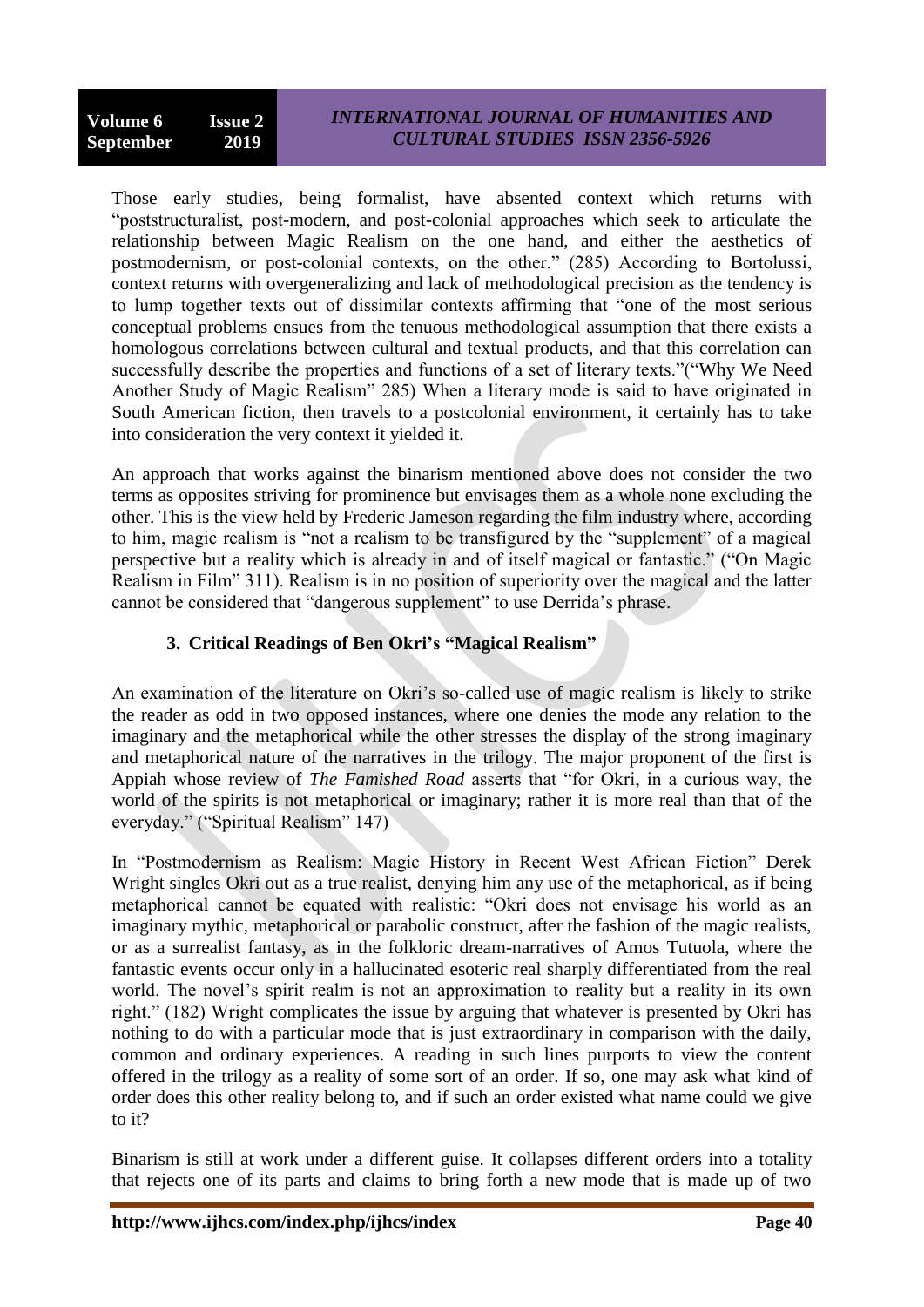Those early studies, being formalist, have absented context which returns with "poststructuralist, post-modern, and post-colonial approaches which seek to articulate the relationship between Magic Realism on the one hand, and either the aesthetics of postmodernism, or post-colonial contexts, on the other." (285) According to Bortolussi, context returns with overgeneralizing and lack of methodological precision as the tendency is to lump together texts out of dissimilar contexts affirming that "one of the most serious conceptual problems ensues from the tenuous methodological assumption that there exists a homologous correlations between cultural and textual products, and that this correlation can successfully describe the properties and functions of a set of literary texts."("Why We Need Another Study of Magic Realism" 285) When a literary mode is said to have originated in South American fiction, then travels to a postcolonial environment, it certainly has to take into consideration the very context it yielded it.

An approach that works against the binarism mentioned above does not consider the two terms as opposites striving for prominence but envisages them as a whole none excluding the other. This is the view held by Frederic Jameson regarding the film industry where, according to him, magic realism is "not a realism to be transfigured by the "supplement" of a magical perspective but a reality which is already in and of itself magical or fantastic." ("On Magic Realism in Film" 311). Realism is in no position of superiority over the magical and the latter cannot be considered that "dangerous supplement" to use Derrida's phrase.

## 3. Critical Readings of Ben Okri's "Magical Realism"

An examination of the literature on Okri's so-called use of magic realism is likely to strike the reader as odd in two opposed instances, where one denies the mode any relation to the imaginary and the metaphorical while the other stresses the display of the strong imaginary and metaphorical nature of the narratives in the trilogy. The major proponent of the first is Appiah whose review of *The Famished Road* asserts that "for Okri, in a curious way, the world of the spirits is not metaphorical or imaginary; rather it is more real than that of the everyday." ("Spiritual Realism" 147)

In "Postmodernism as Realism: Magic History in Recent West African Fiction" Derek Wright singles Okri out as a true realist, denying him any use of the metaphorical, as if being metaphorical cannot be equated with realistic: "Okri does not envisage his world as an imaginary mythic, metaphorical or parabolic construct, after the fashion of the magic realists, or as a surrealist fantasy, as in the folkloric dream-narratives of Amos Tutuola, where the fantastic events occur only in a hallucinated esoteric real sharply differentiated from the real world. The novel's spirit realm is not an approximation to reality but a reality in its own right." (182) Wright complicates the issue by arguing that whatever is presented by Okri has nothing to do with a particular mode that is just extraordinary in comparison with the daily, common and ordinary experiences. A reading in such lines purports to view the content offered in the trilogy as a reality of some sort of an order. If so, one may ask what kind of order does this other reality belong to, and if such an order existed what name could we give to it?

Binarism is still at work under a different guise. It collapses different orders into a totality that rejects one of its parts and claims to bring forth a new mode that is made up of two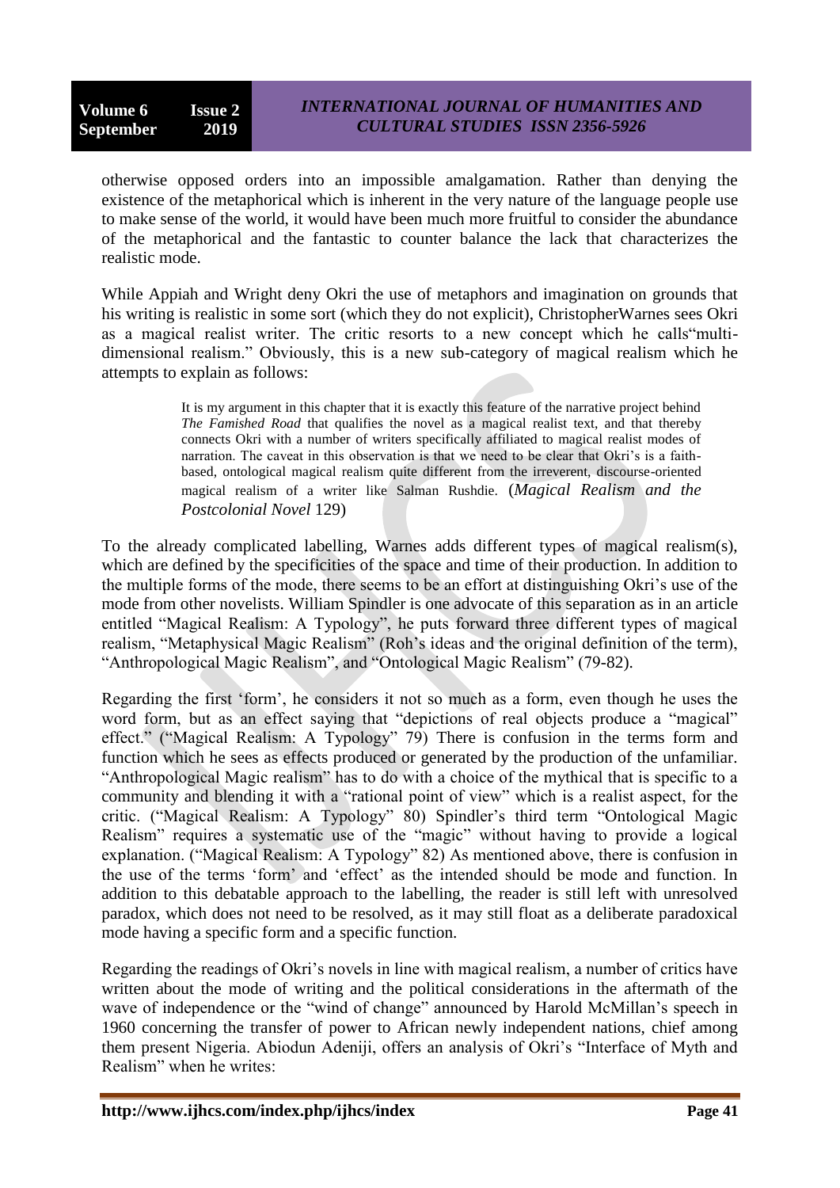otherwise opposed orders into an impossible amalgamation. Rather than denying the existence of the metaphorical which is inherent in the very nature of the language people use to make sense of the world, it would have been much more fruitful to consider the abundance of the metaphorical and the fantastic to counter balance the lack that characterizes the realistic mode.

While Appiah and Wright deny Okri the use of metaphors and imagination on grounds that his writing is realistic in some sort (which they do not explicit), ChristopherWarnes sees Okri as a magical realist writer. The critic resorts to a new concept which he calls"multi-dimensional realism." Obviously, this is a new sub-category of magical realism which he attempts to explain as follows:

> It is my argument in this chapter that it is exactly this feature of the narrative project behind *The Famished Road* that qualifies the novel as a magical realist text, and that thereby connects Okri with a number of writers specifically affiliated to magical realist modes of narration. The caveat in this observation is that we need to be clear that Okri's is a faith-based, ontological magical realism quite different from the irreverent, discourse-oriented magical realism of a writer like Salman Rushdie. (*Magical Realism and the Postcolonial Novel* 129)

To the already complicated labelling, Warnes adds different types of magical realism(s), which are defined by the specificities of the space and time of their production. In addition to the multiple forms of the mode, there seems to be an effort at distinguishing Okri's use of the mode from other novelists. William Spindler is one advocate of this separation as in an article entitled "Magical Realism: A Typology", he puts forward three different types of magical realism, "Metaphysical Magic Realism" (Roh's ideas and the original definition of the term), "Anthropological Magic Realism", and "Ontological Magic Realism" (79-82).

Regarding the first 'form', he considers it not so much as a form, even though he uses the word form, but as an effect saying that "depictions of real objects produce a "magical" effect." ("Magical Realism: A Typology" 79) There is confusion in the terms form and function which he sees as effects produced or generated by the production of the unfamiliar. "Anthropological Magic realism" has to do with a choice of the mythical that is specific to a community and blending it with a "rational point of view" which is a realist aspect, for the critic. ("Magical Realism: A Typology" 80) Spindler's third term "Ontological Magic Realism" requires a systematic use of the "magic" without having to provide a logical explanation. ("Magical Realism: A Typology" 82) As mentioned above, there is confusion in the use of the terms 'form' and 'effect' as the intended should be mode and function. In addition to this debatable approach to the labelling, the reader is still left with unresolved paradox, which does not need to be resolved, as it may still float as a deliberate paradoxical mode having a specific form and a specific function.

Regarding the readings of Okri's novels in line with magical realism, a number of critics have written about the mode of writing and the political considerations in the aftermath of the wave of independence or the "wind of change" announced by Harold McMillan's speech in 1960 concerning the transfer of power to African newly independent nations, chief among them present Nigeria. Abiodun Adeniji, offers an analysis of Okri's "Interface of Myth and Realism" when he writes: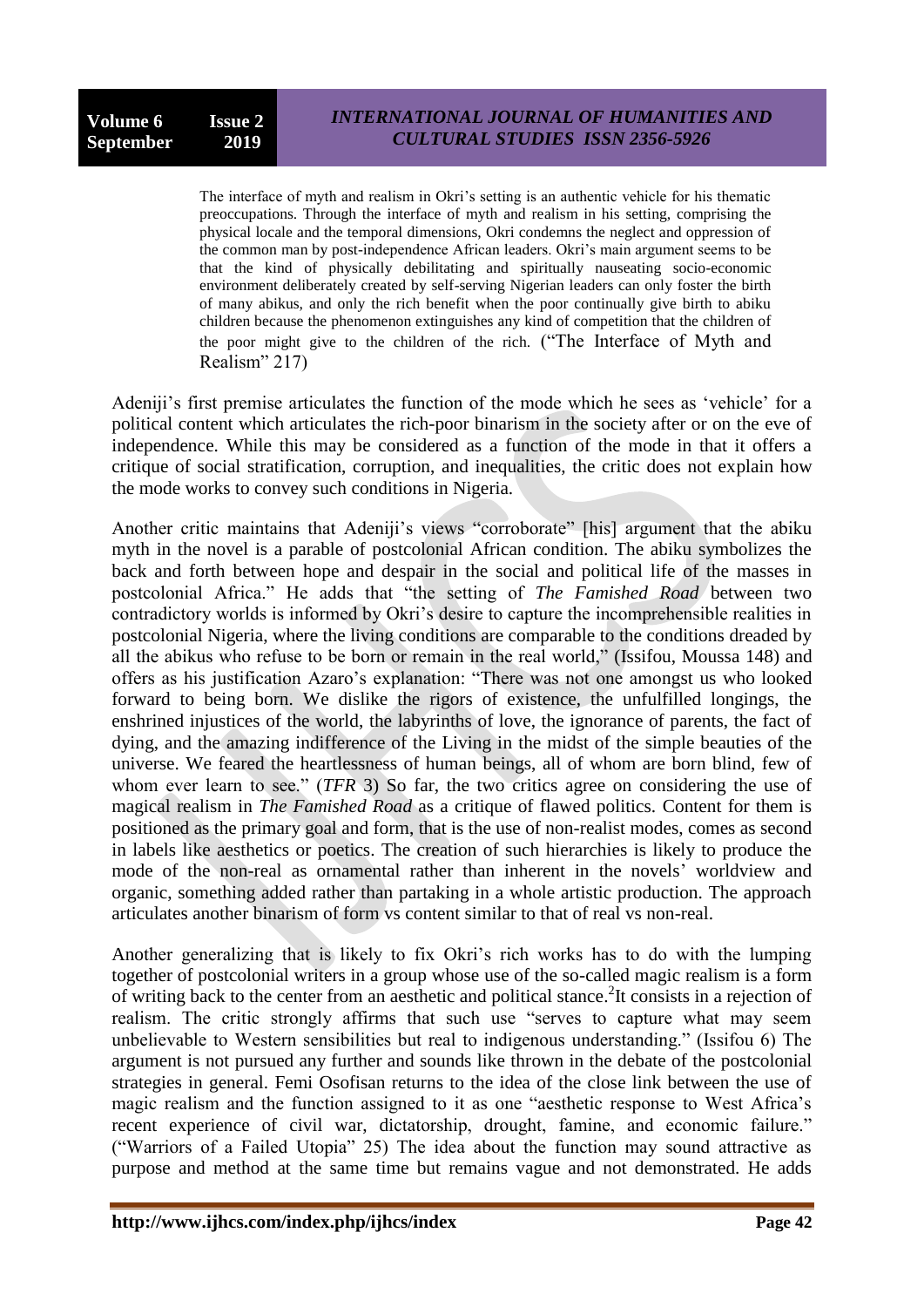> The interface of myth and realism in Okri's setting is an authentic vehicle for his thematic preoccupations. Through the interface of myth and realism in his setting, comprising the physical locale and the temporal dimensions, Okri condemns the neglect and oppression of the common man by post-independence African leaders. Okri's main argument seems to be that the kind of physically debilitating and spiritually nauseating socio-economic environment deliberately created by self-serving Nigerian leaders can only foster the birth of many abikus, and only the rich benefit when the poor continually give birth to abiku children because the phenomenon extinguishes any kind of competition that the children of the poor might give to the children of the rich. ("The Interface of Myth and Realism" 217)

Adeniji's first premise articulates the function of the mode which he sees as 'vehicle' for a political content which articulates the rich-poor binarism in the society after or on the eve of independence. While this may be considered as a function of the mode in that it offers a critique of social stratification, corruption, and inequalities, the critic does not explain how the mode works to convey such conditions in Nigeria.

Another critic maintains that Adeniji's views "corroborate" [his] argument that the abiku myth in the novel is a parable of postcolonial African condition. The abiku symbolizes the back and forth between hope and despair in the social and political life of the masses in postcolonial Africa." He adds that "the setting of *The Famished Road* between two contradictory worlds is informed by Okri's desire to capture the incomprehensible realities in postcolonial Nigeria, where the living conditions are comparable to the conditions dreaded by all the abikus who refuse to be born or remain in the real world," (Issifou, Moussa 148) and offers as his justification Azaro's explanation: "There was not one amongst us who looked forward to being born. We dislike the rigors of existence, the unfulfilled longings, the enshrined injustices of the world, the labyrinths of love, the ignorance of parents, the fact of dying, and the amazing indifference of the Living in the midst of the simple beauties of the universe. We feared the heartlessness of human beings, all of whom are born blind, few of whom ever learn to see." (*TFR* 3) So far, the two critics agree on considering the use of magical realism in *The Famished Road* as a critique of flawed politics. Content for them is positioned as the primary goal and form, that is the use of non-realist modes, comes as second in labels like aesthetics or poetics. The creation of such hierarchies is likely to produce the mode of the non-real as ornamental rather than inherent in the novels' worldview and organic, something added rather than partaking in a whole artistic production. The approach articulates another binarism of form vs content similar to that of real vs non-real.

Another generalizing that is likely to fix Okri's rich works has to do with the lumping together of postcolonial writers in a group whose use of the so-called magic realism is a form of writing back to the center from an aesthetic and political stance.[2]It consists in a rejection of realism. The critic strongly affirms that such use "serves to capture what may seem unbelievable to Western sensibilities but real to indigenous understanding." (Issifou 6) The argument is not pursued any further and sounds like thrown in the debate of the postcolonial strategies in general. Femi Osofisan returns to the idea of the close link between the use of magic realism and the function assigned to it as one "aesthetic response to West Africa's recent experience of civil war, dictatorship, drought, famine, and economic failure." ("Warriors of a Failed Utopia" 25) The idea about the function may sound attractive as purpose and method at the same time but remains vague and not demonstrated. He adds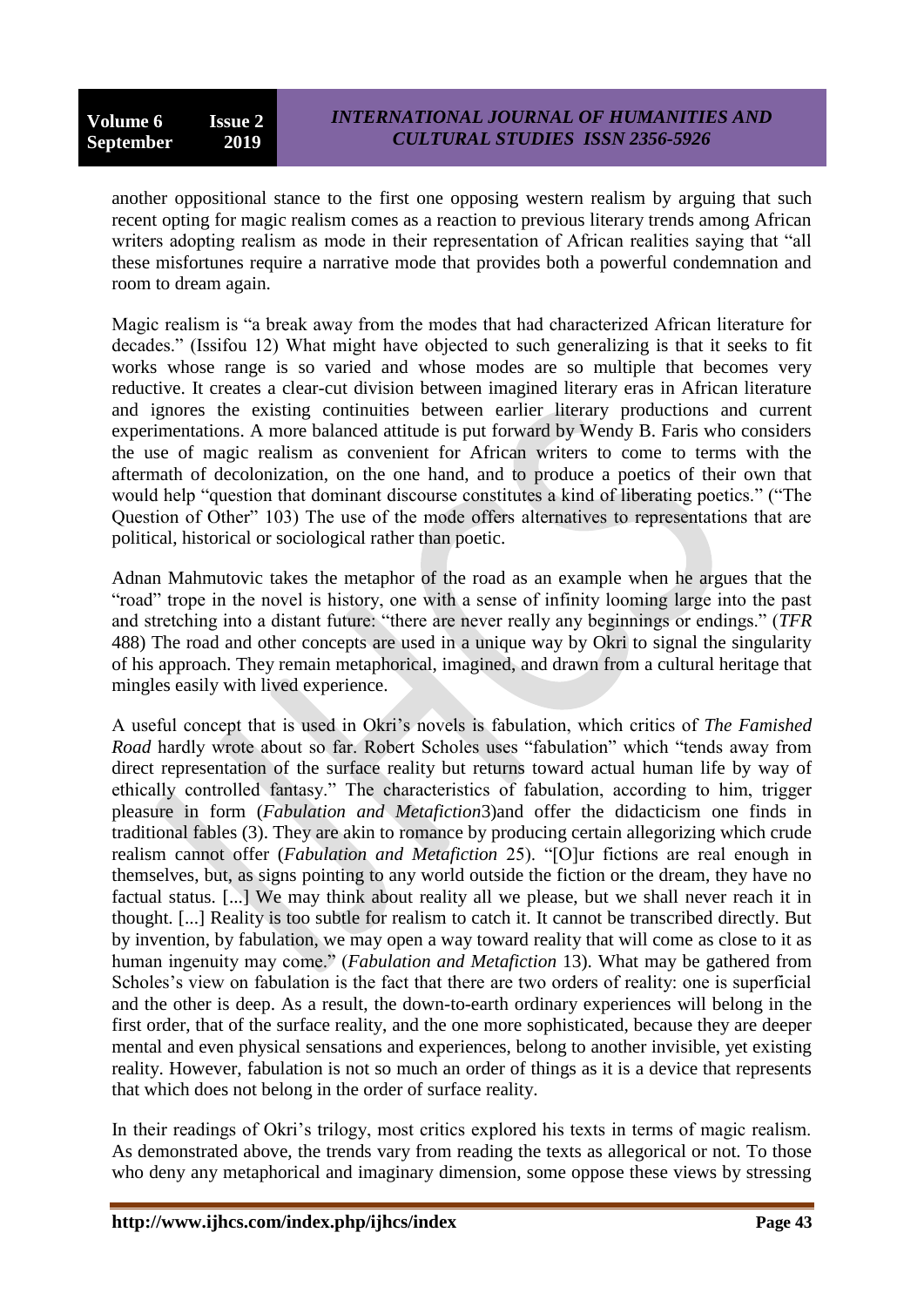another oppositional stance to the first one opposing western realism by arguing that such recent opting for magic realism comes as a reaction to previous literary trends among African writers adopting realism as mode in their representation of African realities saying that "all these misfortunes require a narrative mode that provides both a powerful condemnation and room to dream again.

Magic realism is "a break away from the modes that had characterized African literature for decades." (Issifou 12) What might have objected to such generalizing is that it seeks to fit works whose range is so varied and whose modes are so multiple that becomes very reductive. It creates a clear-cut division between imagined literary eras in African literature and ignores the existing continuities between earlier literary productions and current experimentations. A more balanced attitude is put forward by Wendy B. Faris who considers the use of magic realism as convenient for African writers to come to terms with the aftermath of decolonization, on the one hand, and to produce a poetics of their own that would help "question that dominant discourse constitutes a kind of liberating poetics." ("The Question of Other" 103) The use of the mode offers alternatives to representations that are political, historical or sociological rather than poetic.

Adnan Mahmutovic takes the metaphor of the road as an example when he argues that the "road" trope in the novel is history, one with a sense of infinity looming large into the past and stretching into a distant future: "there are never really any beginnings or endings." (*TFR* 488) The road and other concepts are used in a unique way by Okri to signal the singularity of his approach. They remain metaphorical, imagined, and drawn from a cultural heritage that mingles easily with lived experience.

A useful concept that is used in Okri's novels is fabulation, which critics of *The Famished Road* hardly wrote about so far. Robert Scholes uses "fabulation" which "tends away from direct representation of the surface reality but returns toward actual human life by way of ethically controlled fantasy." The characteristics of fabulation, according to him, trigger pleasure in form (*Fabulation and Metafiction*3)and offer the didacticism one finds in traditional fables (3). They are akin to romance by producing certain allegorizing which crude realism cannot offer (*Fabulation and Metafiction* 25). "[O]ur fictions are real enough in themselves, but, as signs pointing to any world outside the fiction or the dream, they have no factual status. [...] We may think about reality all we please, but we shall never reach it in thought. [...] Reality is too subtle for realism to catch it. It cannot be transcribed directly. But by invention, by fabulation, we may open a way toward reality that will come as close to it as human ingenuity may come." (*Fabulation and Metafiction* 13). What may be gathered from Scholes's view on fabulation is the fact that there are two orders of reality: one is superficial and the other is deep. As a result, the down-to-earth ordinary experiences will belong in the first order, that of the surface reality, and the one more sophisticated, because they are deeper mental and even physical sensations and experiences, belong to another invisible, yet existing reality. However, fabulation is not so much an order of things as it is a device that represents that which does not belong in the order of surface reality.

In their readings of Okri's trilogy, most critics explored his texts in terms of magic realism. As demonstrated above, the trends vary from reading the texts as allegorical or not. To those who deny any metaphorical and imaginary dimension, some oppose these views by stressing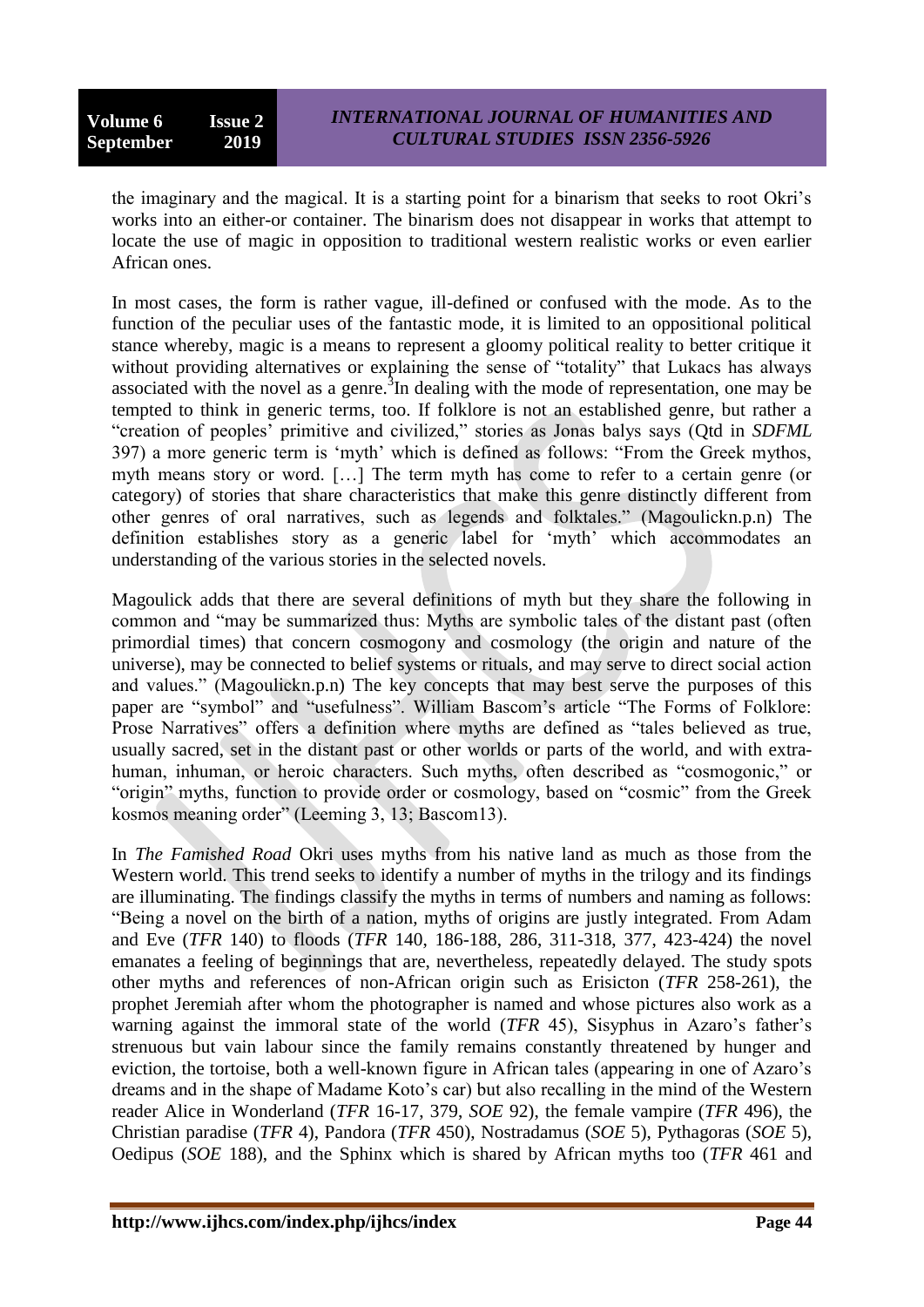the imaginary and the magical. It is a starting point for a binarism that seeks to root Okri's works into an either-or container. The binarism does not disappear in works that attempt to locate the use of magic in opposition to traditional western realistic works or even earlier African ones.

In most cases, the form is rather vague, ill-defined or confused with the mode. As to the function of the peculiar uses of the fantastic mode, it is limited to an oppositional political stance whereby, magic is a means to represent a gloomy political reality to better critique it without providing alternatives or explaining the sense of "totality" that Lukacs has always associated with the novel as a genre.[3] In dealing with the mode of representation, one may be tempted to think in generic terms, too. If folklore is not an established genre, but rather a "creation of peoples' primitive and civilized," stories as Jonas balys says (Qtd in *SDFML* 397) a more generic term is 'myth' which is defined as follows: "From the Greek mythos, myth means story or word. […] The term myth has come to refer to a certain genre (or category) of stories that share characteristics that make this genre distinctly different from other genres of oral narratives, such as legends and folktales." (Magoulickn.p.n) The definition establishes story as a generic label for 'myth' which accommodates an understanding of the various stories in the selected novels.

Magoulick adds that there are several definitions of myth but they share the following in common and "may be summarized thus: Myths are symbolic tales of the distant past (often primordial times) that concern cosmogony and cosmology (the origin and nature of the universe), may be connected to belief systems or rituals, and may serve to direct social action and values." (Magoulickn.p.n) The key concepts that may best serve the purposes of this paper are "symbol" and "usefulness". William Bascom's article "The Forms of Folklore: Prose Narratives" offers a definition where myths are defined as "tales believed as true, usually sacred, set in the distant past or other worlds or parts of the world, and with extra-human, inhuman, or heroic characters. Such myths, often described as "cosmogonic," or "origin" myths, function to provide order or cosmology, based on "cosmic" from the Greek kosmos meaning order" (Leeming 3, 13; Bascom13).

In *The Famished Road* Okri uses myths from his native land as much as those from the Western world. This trend seeks to identify a number of myths in the trilogy and its findings are illuminating. The findings classify the myths in terms of numbers and naming as follows: "Being a novel on the birth of a nation, myths of origins are justly integrated. From Adam and Eve (*TFR* 140) to floods (*TFR* 140, 186-188, 286, 311-318, 377, 423-424) the novel emanates a feeling of beginnings that are, nevertheless, repeatedly delayed. The study spots other myths and references of non-African origin such as Erisicton (*TFR* 258-261), the prophet Jeremiah after whom the photographer is named and whose pictures also work as a warning against the immoral state of the world (*TFR* 45), Sisyphus in Azaro's father's strenuous but vain labour since the family remains constantly threatened by hunger and eviction, the tortoise, both a well-known figure in African tales (appearing in one of Azaro's dreams and in the shape of Madame Koto's car) but also recalling in the mind of the Western reader Alice in Wonderland (*TFR* 16-17, 379, *SOE* 92), the female vampire (*TFR* 496), the Christian paradise (*TFR* 4), Pandora (*TFR* 450), Nostradamus (*SOE* 5), Pythagoras (*SOE* 5), Oedipus (*SOE* 188), and the Sphinx which is shared by African myths too (*TFR* 461 and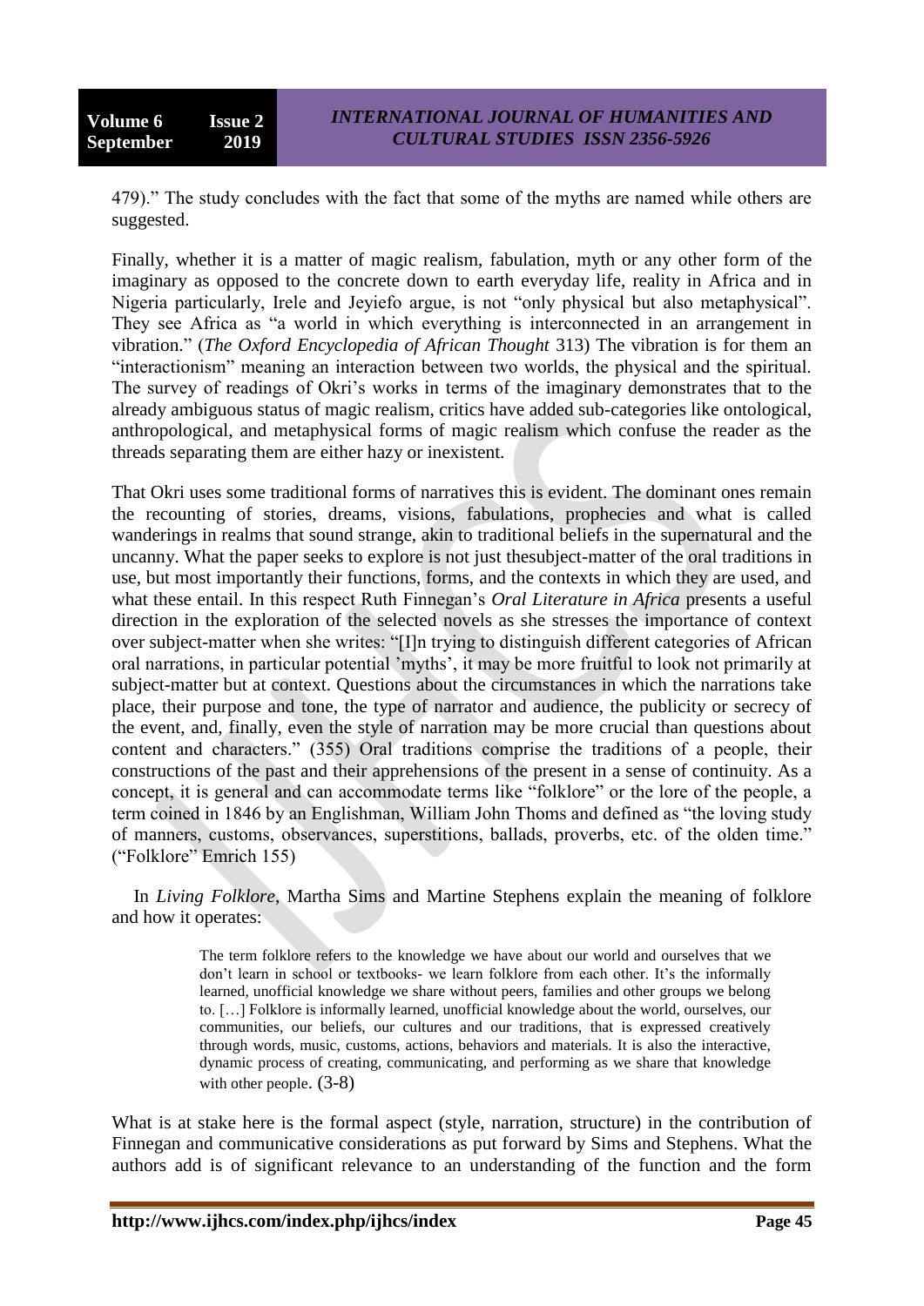479)." The study concludes with the fact that some of the myths are named while others are suggested.

Finally, whether it is a matter of magic realism, fabulation, myth or any other form of the imaginary as opposed to the concrete down to earth everyday life, reality in Africa and in Nigeria particularly, Irele and Jeyiefo argue, is not "only physical but also metaphysical". They see Africa as "a world in which everything is interconnected in an arrangement in vibration." (*The Oxford Encyclopedia of African Thought* 313) The vibration is for them an "interactionism" meaning an interaction between two worlds, the physical and the spiritual. The survey of readings of Okri's works in terms of the imaginary demonstrates that to the already ambiguous status of magic realism, critics have added sub-categories like ontological, anthropological, and metaphysical forms of magic realism which confuse the reader as the threads separating them are either hazy or inexistent.

That Okri uses some traditional forms of narratives this is evident. The dominant ones remain the recounting of stories, dreams, visions, fabulations, prophecies and what is called wanderings in realms that sound strange, akin to traditional beliefs in the supernatural and the uncanny. What the paper seeks to explore is not just thesubject-matter of the oral traditions in use, but most importantly their functions, forms, and the contexts in which they are used, and what these entail. In this respect Ruth Finnegan's *Oral Literature in Africa* presents a useful direction in the exploration of the selected novels as she stresses the importance of context over subject-matter when she writes: "[I]n trying to distinguish different categories of African oral narrations, in particular potential 'myths', it may be more fruitful to look not primarily at subject-matter but at context. Questions about the circumstances in which the narrations take place, their purpose and tone, the type of narrator and audience, the publicity or secrecy of the event, and, finally, even the style of narration may be more crucial than questions about content and characters." (355) Oral traditions comprise the traditions of a people, their constructions of the past and their apprehensions of the present in a sense of continuity. As a concept, it is general and can accommodate terms like "folklore" or the lore of the people, a term coined in 1846 by an Englishman, William John Thoms and defined as "the loving study of manners, customs, observances, superstitions, ballads, proverbs, etc. of the olden time." ("Folklore" Emrich 155)

In *Living Folklore*, Martha Sims and Martine Stephens explain the meaning of folklore and how it operates:

> The term folklore refers to the knowledge we have about our world and ourselves that we don't learn in school or textbooks- we learn folklore from each other. It's the informally learned, unofficial knowledge we share without peers, families and other groups we belong to. […] Folklore is informally learned, unofficial knowledge about the world, ourselves, our communities, our beliefs, our cultures and our traditions, that is expressed creatively through words, music, customs, actions, behaviors and materials. It is also the interactive, dynamic process of creating, communicating, and performing as we share that knowledge with other people. (3-8)

What is at stake here is the formal aspect (style, narration, structure) in the contribution of Finnegan and communicative considerations as put forward by Sims and Stephens. What the authors add is of significant relevance to an understanding of the function and the form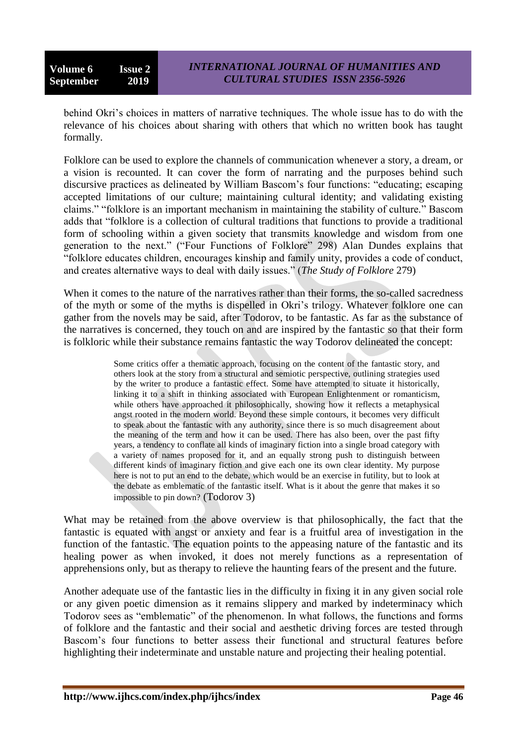behind Okri's choices in matters of narrative techniques. The whole issue has to do with the relevance of his choices about sharing with others that which no written book has taught formally.

Folklore can be used to explore the channels of communication whenever a story, a dream, or a vision is recounted. It can cover the form of narrating and the purposes behind such discursive practices as delineated by William Bascom's four functions: "educating; escaping accepted limitations of our culture; maintaining cultural identity; and validating existing claims." "folklore is an important mechanism in maintaining the stability of culture." Bascom adds that "folklore is a collection of cultural traditions that functions to provide a traditional form of schooling within a given society that transmits knowledge and wisdom from one generation to the next." ("Four Functions of Folklore" 298) Alan Dundes explains that "folklore educates children, encourages kinship and family unity, provides a code of conduct, and creates alternative ways to deal with daily issues." (*The Study of Folklore* 279)

When it comes to the nature of the narratives rather than their forms, the so-called sacredness of the myth or some of the myths is dispelled in Okri's trilogy. Whatever folklore one can gather from the novels may be said, after Todorov, to be fantastic. As far as the substance of the narratives is concerned, they touch on and are inspired by the fantastic so that their form is folkloric while their substance remains fantastic the way Todorov delineated the concept:

> Some critics offer a thematic approach, focusing on the content of the fantastic story, and others look at the story from a structural and semiotic perspective, outlining strategies used by the writer to produce a fantastic effect. Some have attempted to situate it historically, linking it to a shift in thinking associated with European Enlightenment or romanticism, while others have approached it philosophically, showing how it reflects a metaphysical angst rooted in the modern world. Beyond these simple contours, it becomes very difficult to speak about the fantastic with any authority, since there is so much disagreement about the meaning of the term and how it can be used. There has also been, over the past fifty years, a tendency to conflate all kinds of imaginary fiction into a single broad category with a variety of names proposed for it, and an equally strong push to distinguish between different kinds of imaginary fiction and give each one its own clear identity. My purpose here is not to put an end to the debate, which would be an exercise in futility, but to look at the debate as emblematic of the fantastic itself. What is it about the genre that makes it so impossible to pin down? (Todorov 3)

What may be retained from the above overview is that philosophically, the fact that the fantastic is equated with angst or anxiety and fear is a fruitful area of investigation in the function of the fantastic. The equation points to the appeasing nature of the fantastic and its healing power as when invoked, it does not merely functions as a representation of apprehensions only, but as therapy to relieve the haunting fears of the present and the future.

Another adequate use of the fantastic lies in the difficulty in fixing it in any given social role or any given poetic dimension as it remains slippery and marked by indeterminacy which Todorov sees as "emblematic" of the phenomenon. In what follows, the functions and forms of folklore and the fantastic and their social and aesthetic driving forces are tested through Bascom's four functions to better assess their functional and structural features before highlighting their indeterminate and unstable nature and projecting their healing potential.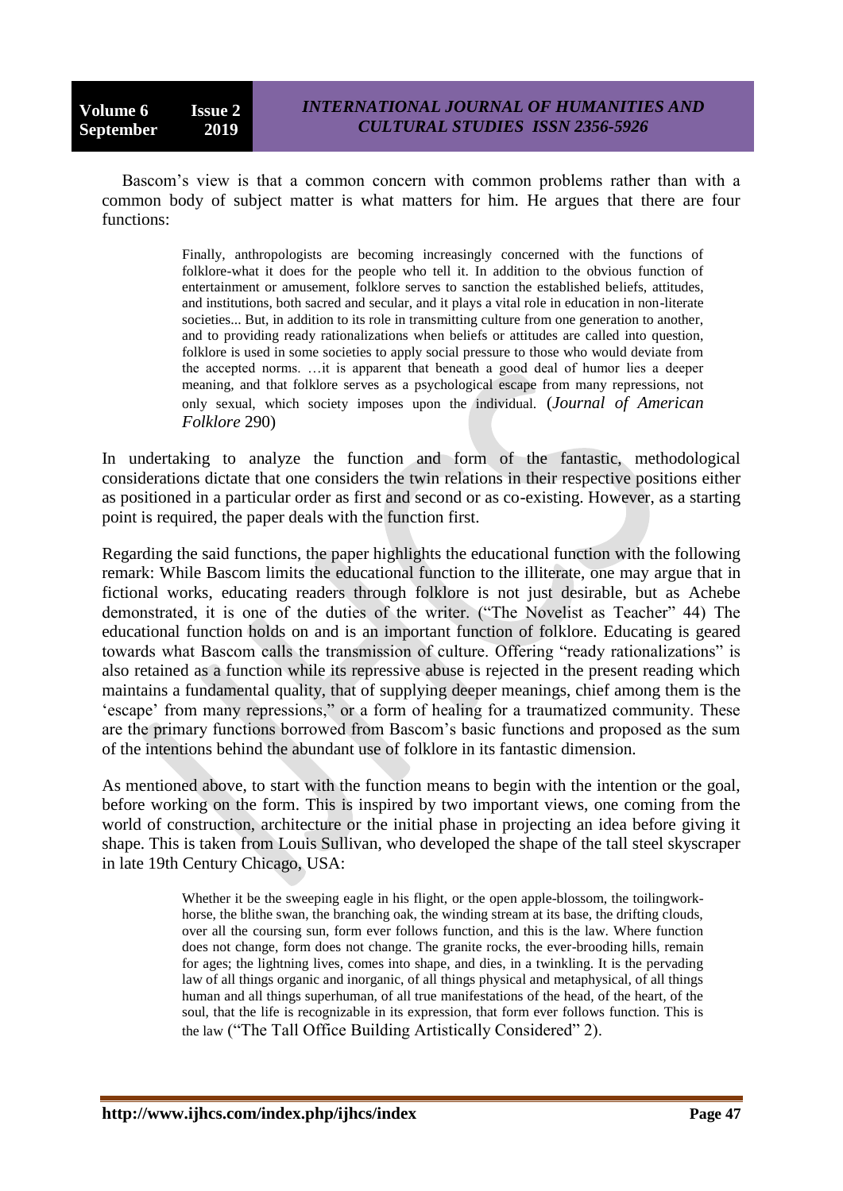Bascom's view is that a common concern with common problems rather than with a common body of subject matter is what matters for him. He argues that there are four functions:

> Finally, anthropologists are becoming increasingly concerned with the functions of folklore-what it does for the people who tell it. In addition to the obvious function of entertainment or amusement, folklore serves to sanction the established beliefs, attitudes, and institutions, both sacred and secular, and it plays a vital role in education in non-literate societies... But, in addition to its role in transmitting culture from one generation to another, and to providing ready rationalizations when beliefs or attitudes are called into question, folklore is used in some societies to apply social pressure to those who would deviate from the accepted norms. …it is apparent that beneath a good deal of humor lies a deeper meaning, and that folklore serves as a psychological escape from many repressions, not only sexual, which society imposes upon the individual. (*Journal of American Folklore* 290)

In undertaking to analyze the function and form of the fantastic, methodological considerations dictate that one considers the twin relations in their respective positions either as positioned in a particular order as first and second or as co-existing. However, as a starting point is required, the paper deals with the function first.

Regarding the said functions, the paper highlights the educational function with the following remark: While Bascom limits the educational function to the illiterate, one may argue that in fictional works, educating readers through folklore is not just desirable, but as Achebe demonstrated, it is one of the duties of the writer. ("The Novelist as Teacher" 44) The educational function holds on and is an important function of folklore. Educating is geared towards what Bascom calls the transmission of culture. Offering "ready rationalizations" is also retained as a function while its repressive abuse is rejected in the present reading which maintains a fundamental quality, that of supplying deeper meanings, chief among them is the 'escape' from many repressions," or a form of healing for a traumatized community. These are the primary functions borrowed from Bascom's basic functions and proposed as the sum of the intentions behind the abundant use of folklore in its fantastic dimension.

As mentioned above, to start with the function means to begin with the intention or the goal, before working on the form. This is inspired by two important views, one coming from the world of construction, architecture or the initial phase in projecting an idea before giving it shape. This is taken from Louis Sullivan, who developed the shape of the tall steel skyscraper in late 19th Century Chicago, USA:

> Whether it be the sweeping eagle in his flight, or the open apple-blossom, the toilingwork-horse, the blithe swan, the branching oak, the winding stream at its base, the drifting clouds, over all the coursing sun, form ever follows function, and this is the law. Where function does not change, form does not change. The granite rocks, the ever-brooding hills, remain for ages; the lightning lives, comes into shape, and dies, in a twinkling. It is the pervading law of all things organic and inorganic, of all things physical and metaphysical, of all things human and all things superhuman, of all true manifestations of the head, of the heart, of the soul, that the life is recognizable in its expression, that form ever follows function. This is the law ("The Tall Office Building Artistically Considered" 2).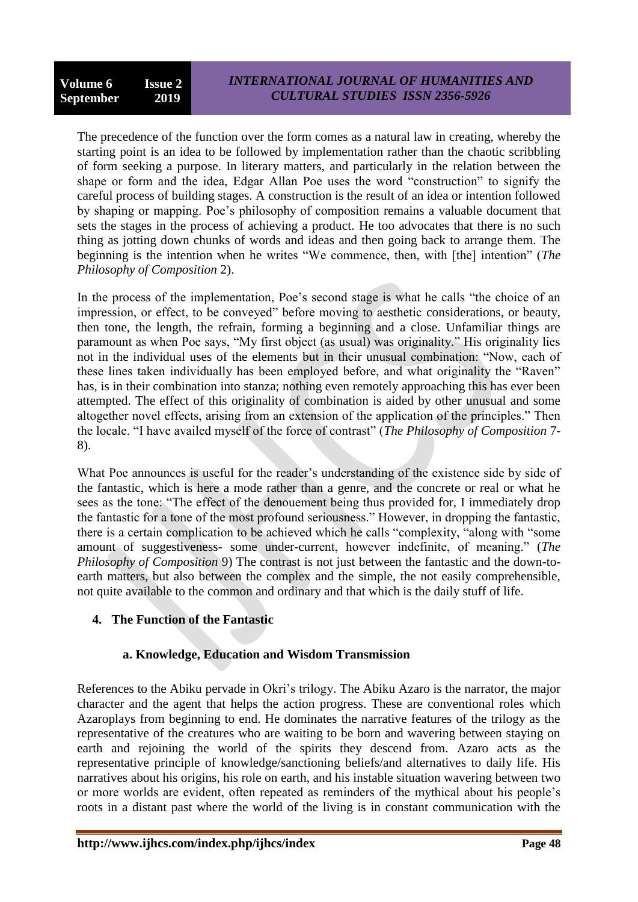The precedence of the function over the form comes as a natural law in creating, whereby the starting point is an idea to be followed by implementation rather than the chaotic scribbling of form seeking a purpose. In literary matters, and particularly in the relation between the shape or form and the idea, Edgar Allan Poe uses the word "construction" to signify the careful process of building stages. A construction is the result of an idea or intention followed by shaping or mapping. Poe's philosophy of composition remains a valuable document that sets the stages in the process of achieving a product. He too advocates that there is no such thing as jotting down chunks of words and ideas and then going back to arrange them. The beginning is the intention when he writes "We commence, then, with [the] intention" (*The Philosophy of Composition* 2).

In the process of the implementation, Poe's second stage is what he calls "the choice of an impression, or effect, to be conveyed" before moving to aesthetic considerations, or beauty, then tone, the length, the refrain, forming a beginning and a close. Unfamiliar things are paramount as when Poe says, "My first object (as usual) was originality." His originality lies not in the individual uses of the elements but in their unusual combination: "Now, each of these lines taken individually has been employed before, and what originality the "Raven" has, is in their combination into stanza; nothing even remotely approaching this has ever been attempted. The effect of this originality of combination is aided by other unusual and some altogether novel effects, arising from an extension of the application of the principles." Then the locale. "I have availed myself of the force of contrast" (*The Philosophy of Composition* 7-8).

What Poe announces is useful for the reader's understanding of the existence side by side of the fantastic, which is here a mode rather than a genre, and the concrete or real or what he sees as the tone: "The effect of the denouement being thus provided for, I immediately drop the fantastic for a tone of the most profound seriousness." However, in dropping the fantastic, there is a certain complication to be achieved which he calls "complexity, "along with "some amount of suggestiveness- some under-current, however indefinite, of meaning." (*The Philosophy of Composition* 9) The contrast is not just between the fantastic and the down-to-earth matters, but also between the complex and the simple, the not easily comprehensible, not quite available to the common and ordinary and that which is the daily stuff of life.

## 4. The Function of the Fantastic

### a. Knowledge, Education and Wisdom Transmission

References to the Abiku pervade in Okri's trilogy. The Abiku Azaro is the narrator, the major character and the agent that helps the action progress. These are conventional roles which Azaroplays from beginning to end. He dominates the narrative features of the trilogy as the representative of the creatures who are waiting to be born and wavering between staying on earth and rejoining the world of the spirits they descend from. Azaro acts as the representative principle of knowledge/sanctioning beliefs/and alternatives to daily life. His narratives about his origins, his role on earth, and his instable situation wavering between two or more worlds are evident, often repeated as reminders of the mythical about his people's roots in a distant past where the world of the living is in constant communication with the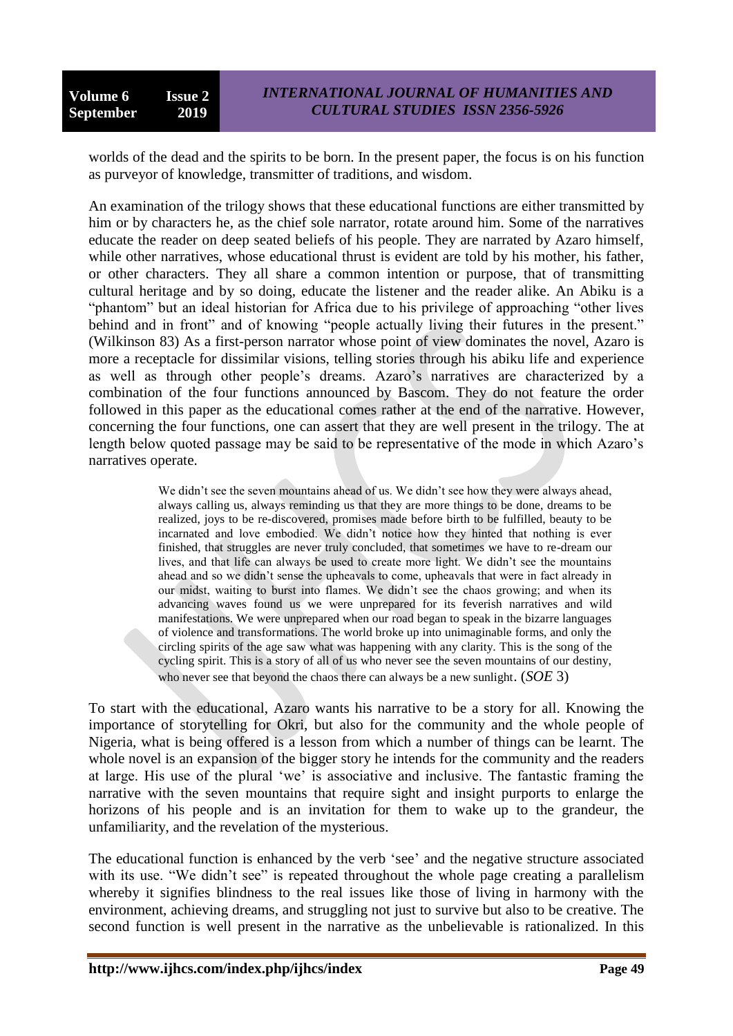worlds of the dead and the spirits to be born. In the present paper, the focus is on his function as purveyor of knowledge, transmitter of traditions, and wisdom.

An examination of the trilogy shows that these educational functions are either transmitted by him or by characters he, as the chief sole narrator, rotate around him. Some of the narratives educate the reader on deep seated beliefs of his people. They are narrated by Azaro himself, while other narratives, whose educational thrust is evident are told by his mother, his father, or other characters. They all share a common intention or purpose, that of transmitting cultural heritage and by so doing, educate the listener and the reader alike. An Abiku is a "phantom" but an ideal historian for Africa due to his privilege of approaching "other lives behind and in front" and of knowing "people actually living their futures in the present." (Wilkinson 83) As a first-person narrator whose point of view dominates the novel, Azaro is more a receptacle for dissimilar visions, telling stories through his abiku life and experience as well as through other people's dreams. Azaro's narratives are characterized by a combination of the four functions announced by Bascom. They do not feature the order followed in this paper as the educational comes rather at the end of the narrative. However, concerning the four functions, one can assert that they are well present in the trilogy. The at length below quoted passage may be said to be representative of the mode in which Azaro's narratives operate.

> We didn't see the seven mountains ahead of us. We didn't see how they were always ahead, always calling us, always reminding us that they are more things to be done, dreams to be realized, joys to be re-discovered, promises made before birth to be fulfilled, beauty to be incarnated and love embodied. We didn't notice how they hinted that nothing is ever finished, that struggles are never truly concluded, that sometimes we have to re-dream our lives, and that life can always be used to create more light. We didn't see the mountains ahead and so we didn't sense the upheavals to come, upheavals that were in fact already in our midst, waiting to burst into flames. We didn't see the chaos growing; and when its advancing waves found us we were unprepared for its feverish narratives and wild manifestations. We were unprepared when our road began to speak in the bizarre languages of violence and transformations. The world broke up into unimaginable forms, and only the circling spirits of the age saw what was happening with any clarity. This is the song of the cycling spirit. This is a story of all of us who never see the seven mountains of our destiny, who never see that beyond the chaos there can always be a new sunlight. (*SOE* 3)

To start with the educational, Azaro wants his narrative to be a story for all. Knowing the importance of storytelling for Okri, but also for the community and the whole people of Nigeria, what is being offered is a lesson from which a number of things can be learnt. The whole novel is an expansion of the bigger story he intends for the community and the readers at large. His use of the plural 'we' is associative and inclusive. The fantastic framing the narrative with the seven mountains that require sight and insight purports to enlarge the horizons of his people and is an invitation for them to wake up to the grandeur, the unfamiliarity, and the revelation of the mysterious.

The educational function is enhanced by the verb 'see' and the negative structure associated with its use. "We didn't see" is repeated throughout the whole page creating a parallelism whereby it signifies blindness to the real issues like those of living in harmony with the environment, achieving dreams, and struggling not just to survive but also to be creative. The second function is well present in the narrative as the unbelievable is rationalized. In this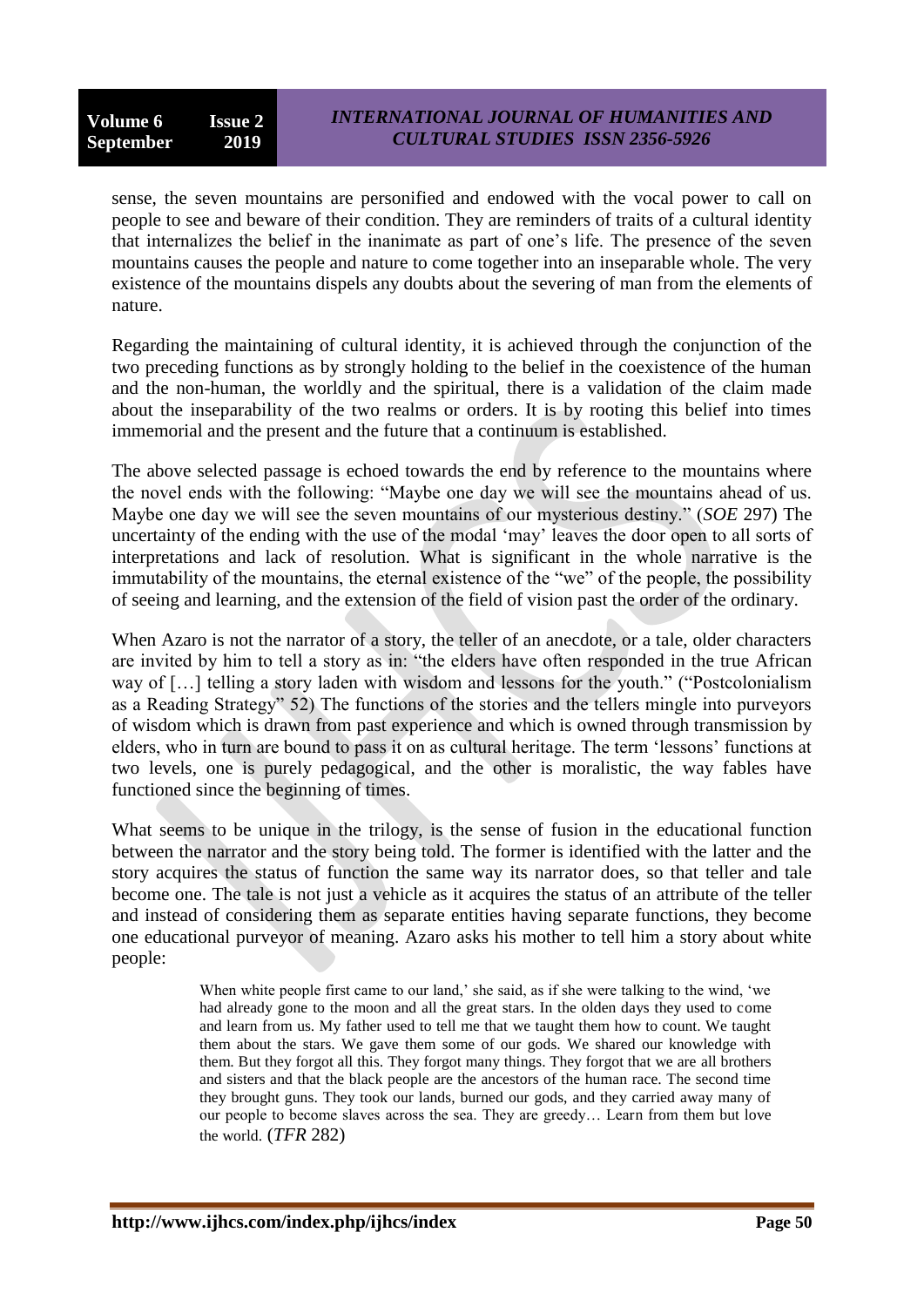sense, the seven mountains are personified and endowed with the vocal power to call on people to see and beware of their condition. They are reminders of traits of a cultural identity that internalizes the belief in the inanimate as part of one's life. The presence of the seven mountains causes the people and nature to come together into an inseparable whole. The very existence of the mountains dispels any doubts about the severing of man from the elements of nature.

Regarding the maintaining of cultural identity, it is achieved through the conjunction of the two preceding functions as by strongly holding to the belief in the coexistence of the human and the non-human, the worldly and the spiritual, there is a validation of the claim made about the inseparability of the two realms or orders. It is by rooting this belief into times immemorial and the present and the future that a continuum is established.

The above selected passage is echoed towards the end by reference to the mountains where the novel ends with the following: "Maybe one day we will see the mountains ahead of us. Maybe one day we will see the seven mountains of our mysterious destiny." (*SOE* 297) The uncertainty of the ending with the use of the modal 'may' leaves the door open to all sorts of interpretations and lack of resolution. What is significant in the whole narrative is the immutability of the mountains, the eternal existence of the "we" of the people, the possibility of seeing and learning, and the extension of the field of vision past the order of the ordinary.

When Azaro is not the narrator of a story, the teller of an anecdote, or a tale, older characters are invited by him to tell a story as in: "the elders have often responded in the true African way of […] telling a story laden with wisdom and lessons for the youth." ("Postcolonialism as a Reading Strategy" 52) The functions of the stories and the tellers mingle into purveyors of wisdom which is drawn from past experience and which is owned through transmission by elders, who in turn are bound to pass it on as cultural heritage. The term 'lessons' functions at two levels, one is purely pedagogical, and the other is moralistic, the way fables have functioned since the beginning of times.

What seems to be unique in the trilogy, is the sense of fusion in the educational function between the narrator and the story being told. The former is identified with the latter and the story acquires the status of function the same way its narrator does, so that teller and tale become one. The tale is not just a vehicle as it acquires the status of an attribute of the teller and instead of considering them as separate entities having separate functions, they become one educational purveyor of meaning. Azaro asks his mother to tell him a story about white people:

> When white people first came to our land,' she said, as if she were talking to the wind, 'we had already gone to the moon and all the great stars. In the olden days they used to come and learn from us. My father used to tell me that we taught them how to count. We taught them about the stars. We gave them some of our gods. We shared our knowledge with them. But they forgot all this. They forgot many things. They forgot that we are all brothers and sisters and that the black people are the ancestors of the human race. The second time they brought guns. They took our lands, burned our gods, and they carried away many of our people to become slaves across the sea. They are greedy… Learn from them but love the world. (*TFR* 282)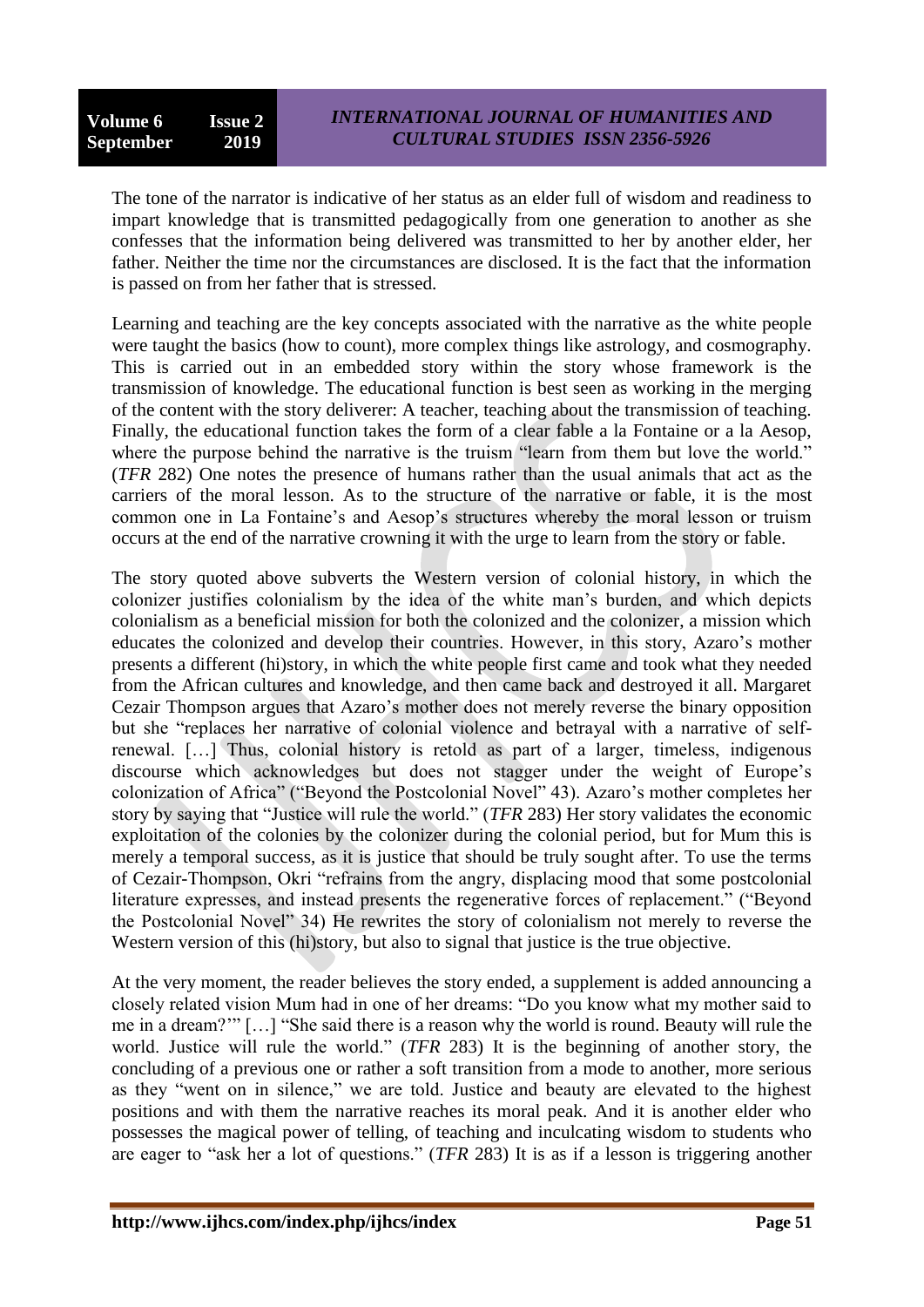The tone of the narrator is indicative of her status as an elder full of wisdom and readiness to impart knowledge that is transmitted pedagogically from one generation to another as she confesses that the information being delivered was transmitted to her by another elder, her father. Neither the time nor the circumstances are disclosed. It is the fact that the information is passed on from her father that is stressed.

Learning and teaching are the key concepts associated with the narrative as the white people were taught the basics (how to count), more complex things like astrology, and cosmography. This is carried out in an embedded story within the story whose framework is the transmission of knowledge. The educational function is best seen as working in the merging of the content with the story deliverer: A teacher, teaching about the transmission of teaching. Finally, the educational function takes the form of a clear fable a la Fontaine or a la Aesop, where the purpose behind the narrative is the truism "learn from them but love the world." (*TFR* 282) One notes the presence of humans rather than the usual animals that act as the carriers of the moral lesson. As to the structure of the narrative or fable, it is the most common one in La Fontaine's and Aesop's structures whereby the moral lesson or truism occurs at the end of the narrative crowning it with the urge to learn from the story or fable.

The story quoted above subverts the Western version of colonial history, in which the colonizer justifies colonialism by the idea of the white man's burden, and which depicts colonialism as a beneficial mission for both the colonized and the colonizer, a mission which educates the colonized and develop their countries. However, in this story, Azaro's mother presents a different (hi)story, in which the white people first came and took what they needed from the African cultures and knowledge, and then came back and destroyed it all. Margaret Cezair Thompson argues that Azaro's mother does not merely reverse the binary opposition but she "replaces her narrative of colonial violence and betrayal with a narrative of self-renewal. […] Thus, colonial history is retold as part of a larger, timeless, indigenous discourse which acknowledges but does not stagger under the weight of Europe's colonization of Africa" ("Beyond the Postcolonial Novel" 43). Azaro's mother completes her story by saying that "Justice will rule the world." (*TFR* 283) Her story validates the economic exploitation of the colonies by the colonizer during the colonial period, but for Mum this is merely a temporal success, as it is justice that should be truly sought after. To use the terms of Cezair-Thompson, Okri "refrains from the angry, displacing mood that some postcolonial literature expresses, and instead presents the regenerative forces of replacement." ("Beyond the Postcolonial Novel" 34) He rewrites the story of colonialism not merely to reverse the Western version of this (hi)story, but also to signal that justice is the true objective.

At the very moment, the reader believes the story ended, a supplement is added announcing a closely related vision Mum had in one of her dreams: "Do you know what my mother said to me in a dream?'" […] "She said there is a reason why the world is round. Beauty will rule the world. Justice will rule the world." (*TFR* 283) It is the beginning of another story, the concluding of a previous one or rather a soft transition from a mode to another, more serious as they "went on in silence," we are told. Justice and beauty are elevated to the highest positions and with them the narrative reaches its moral peak. And it is another elder who possesses the magical power of telling, of teaching and inculcating wisdom to students who are eager to "ask her a lot of questions." (*TFR* 283) It is as if a lesson is triggering another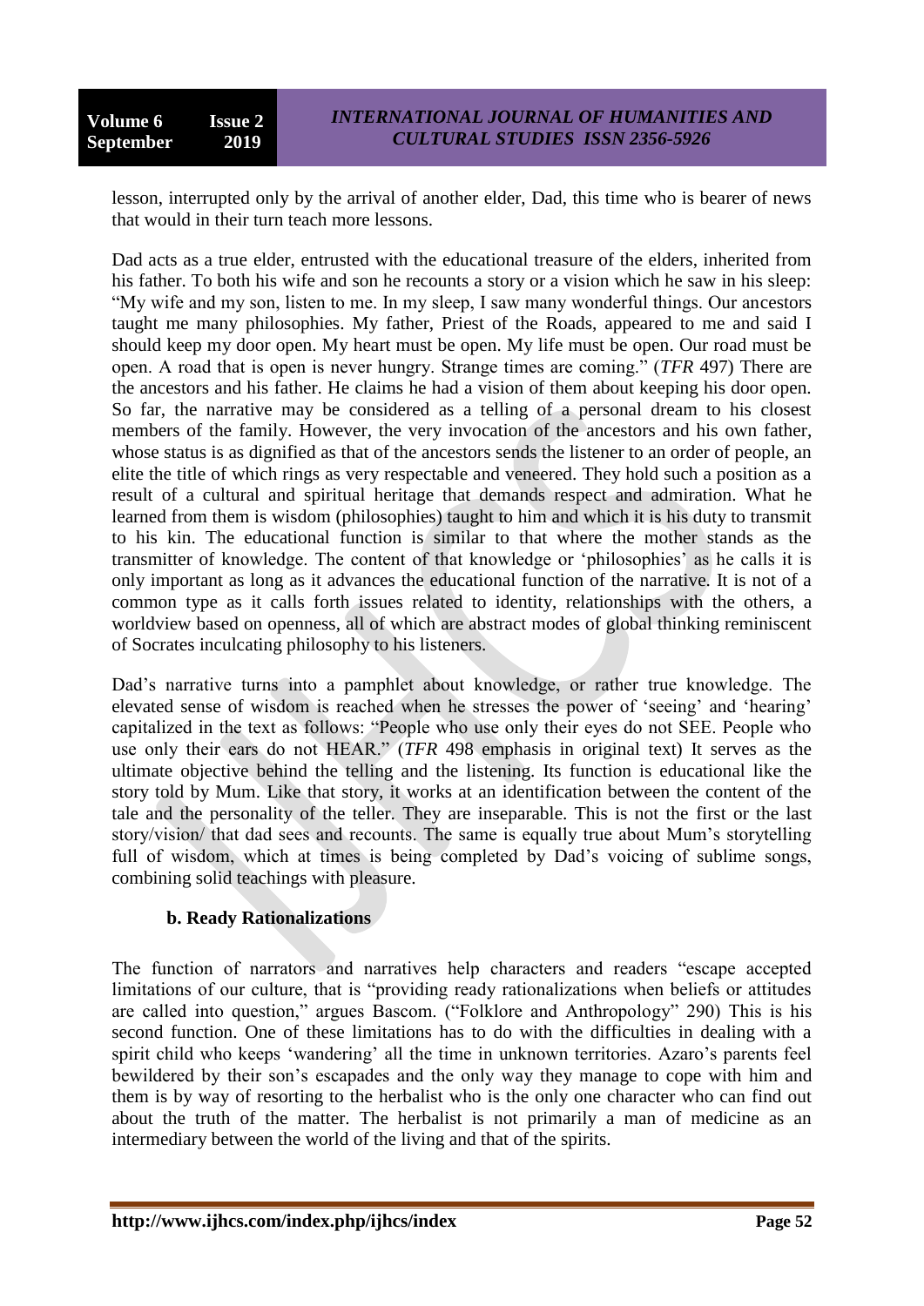lesson, interrupted only by the arrival of another elder, Dad, this time who is bearer of news that would in their turn teach more lessons.

Dad acts as a true elder, entrusted with the educational treasure of the elders, inherited from his father. To both his wife and son he recounts a story or a vision which he saw in his sleep: "My wife and my son, listen to me. In my sleep, I saw many wonderful things. Our ancestors taught me many philosophies. My father, Priest of the Roads, appeared to me and said I should keep my door open. My heart must be open. My life must be open. Our road must be open. A road that is open is never hungry. Strange times are coming." (*TFR* 497) There are the ancestors and his father. He claims he had a vision of them about keeping his door open. So far, the narrative may be considered as a telling of a personal dream to his closest members of the family. However, the very invocation of the ancestors and his own father, whose status is as dignified as that of the ancestors sends the listener to an order of people, an elite the title of which rings as very respectable and veneered. They hold such a position as a result of a cultural and spiritual heritage that demands respect and admiration. What he learned from them is wisdom (philosophies) taught to him and which it is his duty to transmit to his kin. The educational function is similar to that where the mother stands as the transmitter of knowledge. The content of that knowledge or 'philosophies' as he calls it is only important as long as it advances the educational function of the narrative. It is not of a common type as it calls forth issues related to identity, relationships with the others, a worldview based on openness, all of which are abstract modes of global thinking reminiscent of Socrates inculcating philosophy to his listeners.

Dad's narrative turns into a pamphlet about knowledge, or rather true knowledge. The elevated sense of wisdom is reached when he stresses the power of 'seeing' and 'hearing' capitalized in the text as follows: "People who use only their eyes do not SEE. People who use only their ears do not HEAR." (*TFR* 498 emphasis in original text) It serves as the ultimate objective behind the telling and the listening. Its function is educational like the story told by Mum. Like that story, it works at an identification between the content of the tale and the personality of the teller. They are inseparable. This is not the first or the last story/vision/ that dad sees and recounts. The same is equally true about Mum's storytelling full of wisdom, which at times is being completed by Dad's voicing of sublime songs, combining solid teachings with pleasure.

### b. Ready Rationalizations

The function of narrators and narratives help characters and readers "escape accepted limitations of our culture, that is "providing ready rationalizations when beliefs or attitudes are called into question," argues Bascom. ("Folklore and Anthropology" 290) This is his second function. One of these limitations has to do with the difficulties in dealing with a spirit child who keeps 'wandering' all the time in unknown territories. Azaro's parents feel bewildered by their son's escapades and the only way they manage to cope with him and them is by way of resorting to the herbalist who is the only one character who can find out about the truth of the matter. The herbalist is not primarily a man of medicine as an intermediary between the world of the living and that of the spirits.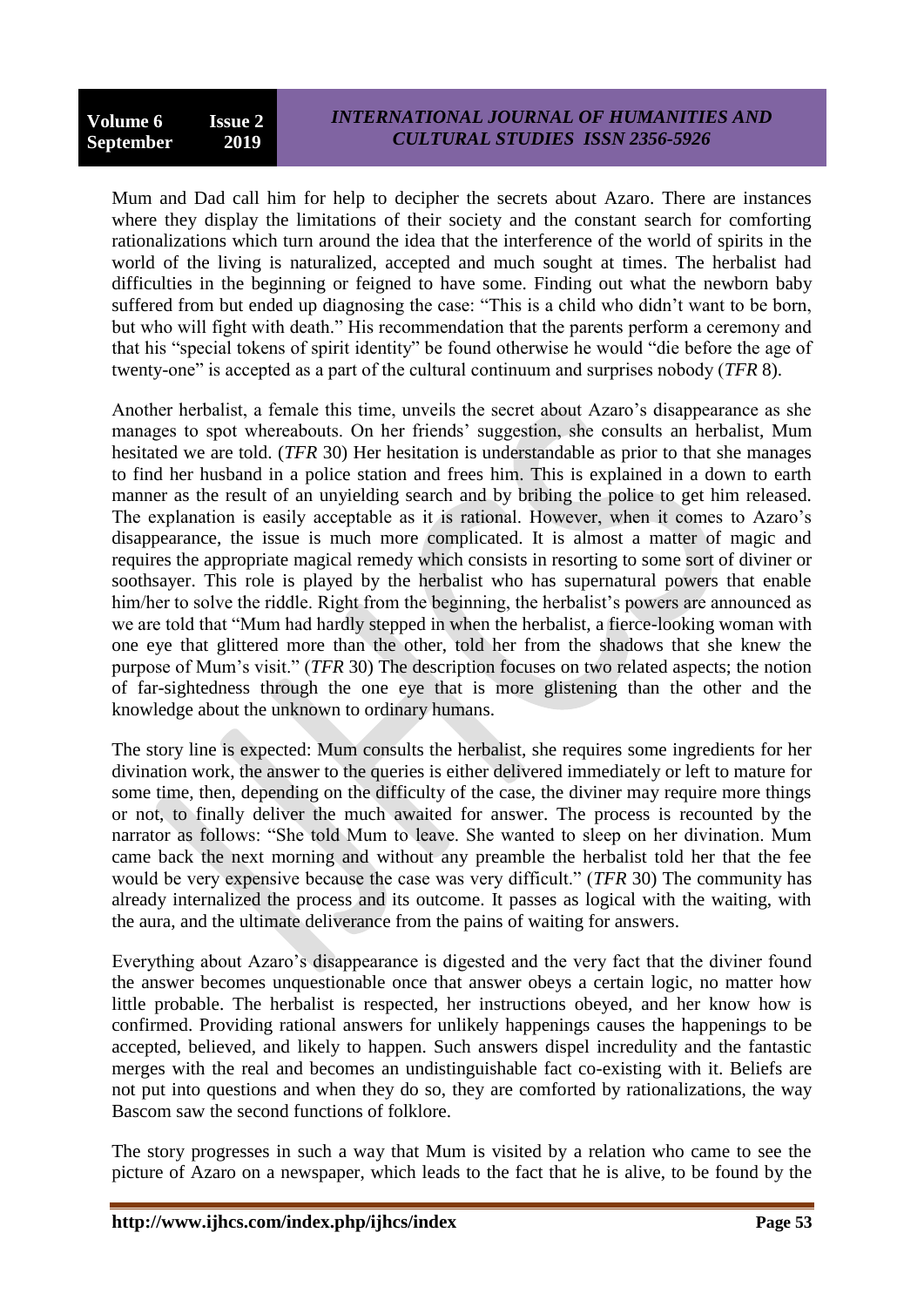Mum and Dad call him for help to decipher the secrets about Azaro. There are instances where they display the limitations of their society and the constant search for comforting rationalizations which turn around the idea that the interference of the world of spirits in the world of the living is naturalized, accepted and much sought at times. The herbalist had difficulties in the beginning or feigned to have some. Finding out what the newborn baby suffered from but ended up diagnosing the case: "This is a child who didn't want to be born, but who will fight with death." His recommendation that the parents perform a ceremony and that his "special tokens of spirit identity" be found otherwise he would "die before the age of twenty-one" is accepted as a part of the cultural continuum and surprises nobody (*TFR* 8).

Another herbalist, a female this time, unveils the secret about Azaro's disappearance as she manages to spot whereabouts. On her friends' suggestion, she consults an herbalist, Mum hesitated we are told. (*TFR* 30) Her hesitation is understandable as prior to that she manages to find her husband in a police station and frees him. This is explained in a down to earth manner as the result of an unyielding search and by bribing the police to get him released. The explanation is easily acceptable as it is rational. However, when it comes to Azaro's disappearance, the issue is much more complicated. It is almost a matter of magic and requires the appropriate magical remedy which consists in resorting to some sort of diviner or soothsayer. This role is played by the herbalist who has supernatural powers that enable him/her to solve the riddle. Right from the beginning, the herbalist's powers are announced as we are told that "Mum had hardly stepped in when the herbalist, a fierce-looking woman with one eye that glittered more than the other, told her from the shadows that she knew the purpose of Mum's visit." (*TFR* 30) The description focuses on two related aspects; the notion of far-sightedness through the one eye that is more glistening than the other and the knowledge about the unknown to ordinary humans.

The story line is expected: Mum consults the herbalist, she requires some ingredients for her divination work, the answer to the queries is either delivered immediately or left to mature for some time, then, depending on the difficulty of the case, the diviner may require more things or not, to finally deliver the much awaited for answer. The process is recounted by the narrator as follows: "She told Mum to leave. She wanted to sleep on her divination. Mum came back the next morning and without any preamble the herbalist told her that the fee would be very expensive because the case was very difficult." (*TFR* 30) The community has already internalized the process and its outcome. It passes as logical with the waiting, with the aura, and the ultimate deliverance from the pains of waiting for answers.

Everything about Azaro's disappearance is digested and the very fact that the diviner found the answer becomes unquestionable once that answer obeys a certain logic, no matter how little probable. The herbalist is respected, her instructions obeyed, and her know how is confirmed. Providing rational answers for unlikely happenings causes the happenings to be accepted, believed, and likely to happen. Such answers dispel incredulity and the fantastic merges with the real and becomes an undistinguishable fact co-existing with it. Beliefs are not put into questions and when they do so, they are comforted by rationalizations, the way Bascom saw the second functions of folklore.

The story progresses in such a way that Mum is visited by a relation who came to see the picture of Azaro on a newspaper, which leads to the fact that he is alive, to be found by the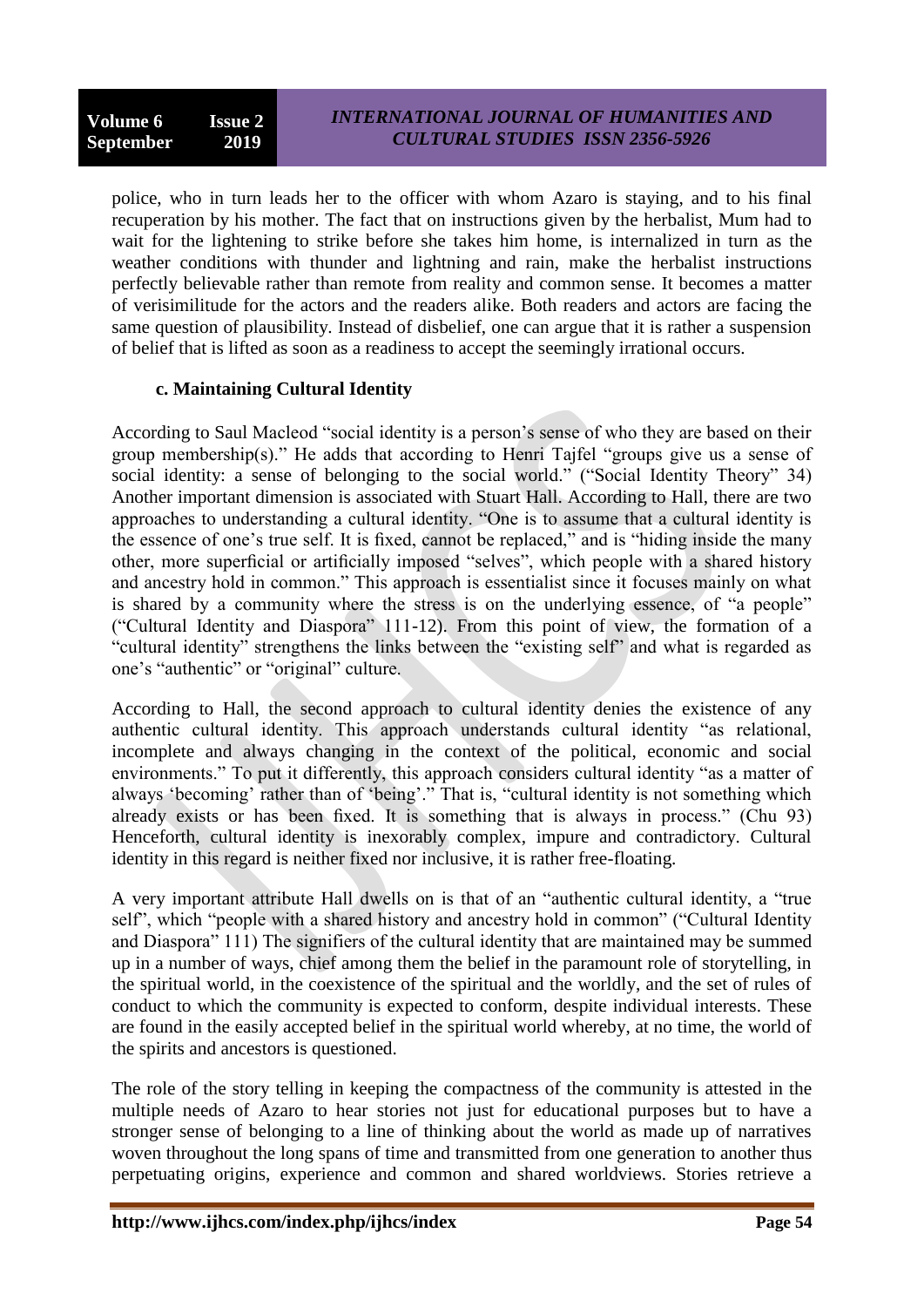police, who in turn leads her to the officer with whom Azaro is staying, and to his final recuperation by his mother. The fact that on instructions given by the herbalist, Mum had to wait for the lightening to strike before she takes him home, is internalized in turn as the weather conditions with thunder and lightning and rain, make the herbalist instructions perfectly believable rather than remote from reality and common sense. It becomes a matter of verisimilitude for the actors and the readers alike. Both readers and actors are facing the same question of plausibility. Instead of disbelief, one can argue that it is rather a suspension of belief that is lifted as soon as a readiness to accept the seemingly irrational occurs.

### c. Maintaining Cultural Identity

According to Saul Macleod "social identity is a person's sense of who they are based on their group membership(s)." He adds that according to Henri Tajfel "groups give us a sense of social identity: a sense of belonging to the social world." ("Social Identity Theory" 34) Another important dimension is associated with Stuart Hall. According to Hall, there are two approaches to understanding a cultural identity. "One is to assume that a cultural identity is the essence of one's true self. It is fixed, cannot be replaced," and is "hiding inside the many other, more superficial or artificially imposed "selves", which people with a shared history and ancestry hold in common." This approach is essentialist since it focuses mainly on what is shared by a community where the stress is on the underlying essence, of "a people" ("Cultural Identity and Diaspora" 111-12). From this point of view, the formation of a "cultural identity" strengthens the links between the "existing self" and what is regarded as one's "authentic" or "original" culture.

According to Hall, the second approach to cultural identity denies the existence of any authentic cultural identity. This approach understands cultural identity "as relational, incomplete and always changing in the context of the political, economic and social environments." To put it differently, this approach considers cultural identity "as a matter of always 'becoming' rather than of 'being'." That is, "cultural identity is not something which already exists or has been fixed. It is something that is always in process." (Chu 93) Henceforth, cultural identity is inexorably complex, impure and contradictory. Cultural identity in this regard is neither fixed nor inclusive, it is rather free-floating.

A very important attribute Hall dwells on is that of an "authentic cultural identity, a "true self", which "people with a shared history and ancestry hold in common" ("Cultural Identity and Diaspora" 111) The signifiers of the cultural identity that are maintained may be summed up in a number of ways, chief among them the belief in the paramount role of storytelling, in the spiritual world, in the coexistence of the spiritual and the worldly, and the set of rules of conduct to which the community is expected to conform, despite individual interests. These are found in the easily accepted belief in the spiritual world whereby, at no time, the world of the spirits and ancestors is questioned.

The role of the story telling in keeping the compactness of the community is attested in the multiple needs of Azaro to hear stories not just for educational purposes but to have a stronger sense of belonging to a line of thinking about the world as made up of narratives woven throughout the long spans of time and transmitted from one generation to another thus perpetuating origins, experience and common and shared worldviews. Stories retrieve a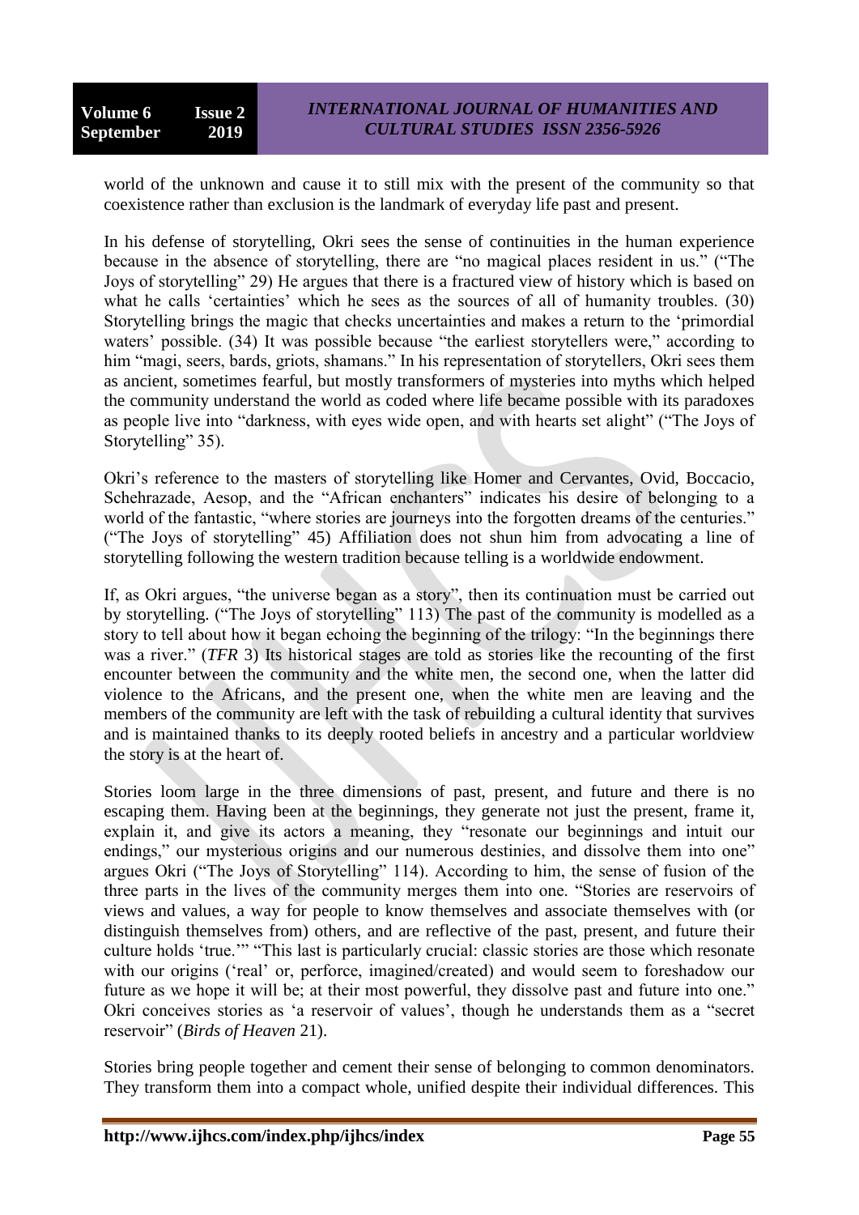world of the unknown and cause it to still mix with the present of the community so that coexistence rather than exclusion is the landmark of everyday life past and present.

In his defense of storytelling, Okri sees the sense of continuities in the human experience because in the absence of storytelling, there are "no magical places resident in us." ("The Joys of storytelling" 29) He argues that there is a fractured view of history which is based on what he calls 'certainties' which he sees as the sources of all of humanity troubles. (30) Storytelling brings the magic that checks uncertainties and makes a return to the 'primordial waters' possible. (34) It was possible because "the earliest storytellers were," according to him "magi, seers, bards, griots, shamans." In his representation of storytellers, Okri sees them as ancient, sometimes fearful, but mostly transformers of mysteries into myths which helped the community understand the world as coded where life became possible with its paradoxes as people live into "darkness, with eyes wide open, and with hearts set alight" ("The Joys of Storytelling" 35).

Okri's reference to the masters of storytelling like Homer and Cervantes, Ovid, Boccacio, Schehrazade, Aesop, and the "African enchanters" indicates his desire of belonging to a world of the fantastic, "where stories are journeys into the forgotten dreams of the centuries." ("The Joys of storytelling" 45) Affiliation does not shun him from advocating a line of storytelling following the western tradition because telling is a worldwide endowment.

If, as Okri argues, "the universe began as a story", then its continuation must be carried out by storytelling. ("The Joys of storytelling" 113) The past of the community is modelled as a story to tell about how it began echoing the beginning of the trilogy: "In the beginnings there was a river." (*TFR* 3) Its historical stages are told as stories like the recounting of the first encounter between the community and the white men, the second one, when the latter did violence to the Africans, and the present one, when the white men are leaving and the members of the community are left with the task of rebuilding a cultural identity that survives and is maintained thanks to its deeply rooted beliefs in ancestry and a particular worldview the story is at the heart of.

Stories loom large in the three dimensions of past, present, and future and there is no escaping them. Having been at the beginnings, they generate not just the present, frame it, explain it, and give its actors a meaning, they "resonate our beginnings and intuit our endings," our mysterious origins and our numerous destinies, and dissolve them into one" argues Okri ("The Joys of Storytelling" 114). According to him, the sense of fusion of the three parts in the lives of the community merges them into one. "Stories are reservoirs of views and values, a way for people to know themselves and associate themselves with (or distinguish themselves from) others, and are reflective of the past, present, and future their culture holds 'true.'" "This last is particularly crucial: classic stories are those which resonate with our origins ('real' or, perforce, imagined/created) and would seem to foreshadow our future as we hope it will be; at their most powerful, they dissolve past and future into one." Okri conceives stories as 'a reservoir of values', though he understands them as a "secret reservoir" (*Birds of Heaven* 21).

Stories bring people together and cement their sense of belonging to common denominators. They transform them into a compact whole, unified despite their individual differences. This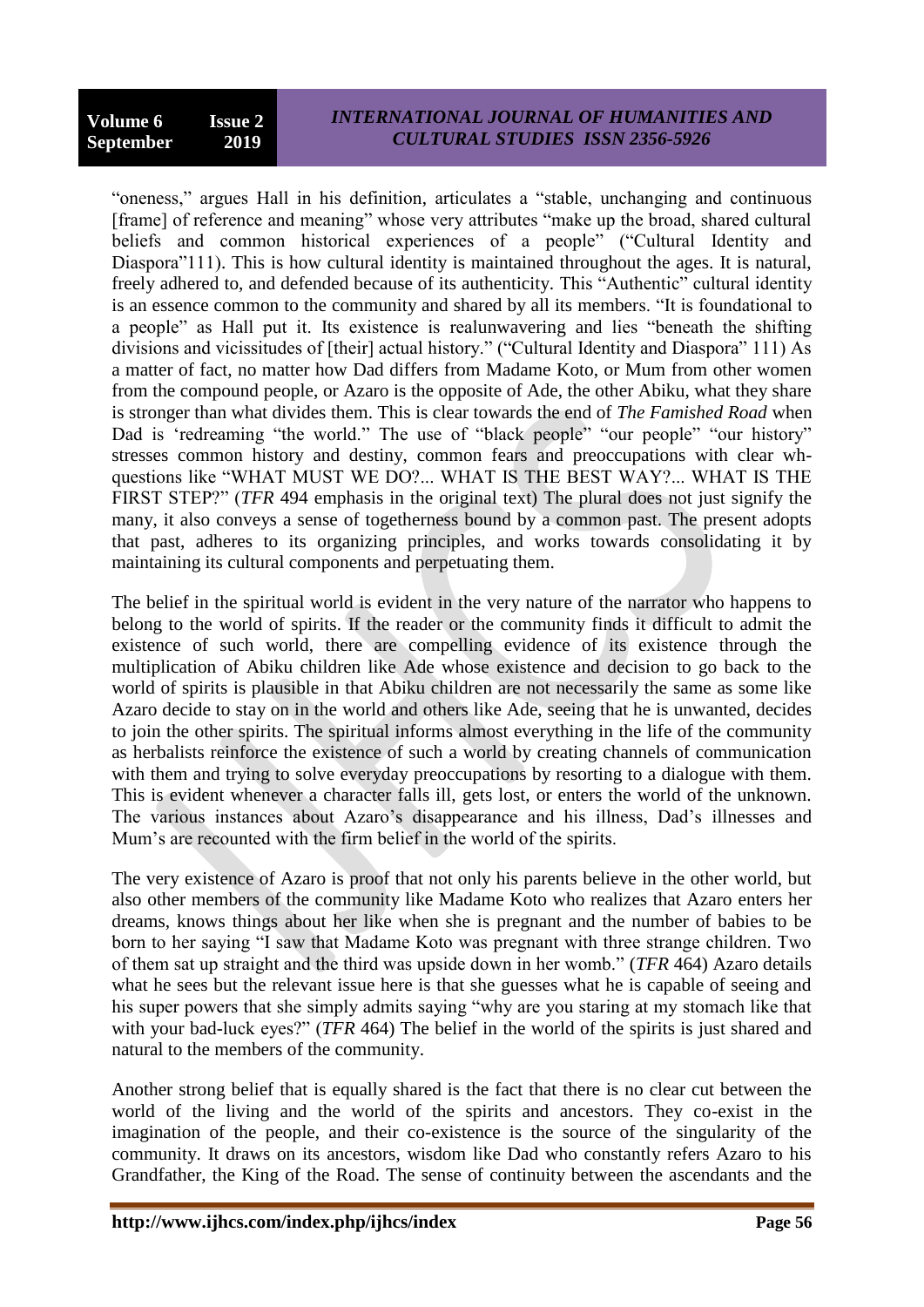"oneness," argues Hall in his definition, articulates a "stable, unchanging and continuous [frame] of reference and meaning" whose very attributes "make up the broad, shared cultural beliefs and common historical experiences of a people" ("Cultural Identity and Diaspora"111). This is how cultural identity is maintained throughout the ages. It is natural, freely adhered to, and defended because of its authenticity. This "Authentic" cultural identity is an essence common to the community and shared by all its members. "It is foundational to a people" as Hall put it. Its existence is realunwavering and lies "beneath the shifting divisions and vicissitudes of [their] actual history." ("Cultural Identity and Diaspora" 111) As a matter of fact, no matter how Dad differs from Madame Koto, or Mum from other women from the compound people, or Azaro is the opposite of Ade, the other Abiku, what they share is stronger than what divides them. This is clear towards the end of *The Famished Road* when Dad is 'redreaming "the world." The use of "black people" "our people" "our history" stresses common history and destiny, common fears and preoccupations with clear wh-questions like "WHAT MUST WE DO?... WHAT IS THE BEST WAY?... WHAT IS THE FIRST STEP?" (*TFR* 494 emphasis in the original text) The plural does not just signify the many, it also conveys a sense of togetherness bound by a common past. The present adopts that past, adheres to its organizing principles, and works towards consolidating it by maintaining its cultural components and perpetuating them.

The belief in the spiritual world is evident in the very nature of the narrator who happens to belong to the world of spirits. If the reader or the community finds it difficult to admit the existence of such world, there are compelling evidence of its existence through the multiplication of Abiku children like Ade whose existence and decision to go back to the world of spirits is plausible in that Abiku children are not necessarily the same as some like Azaro decide to stay on in the world and others like Ade, seeing that he is unwanted, decides to join the other spirits. The spiritual informs almost everything in the life of the community as herbalists reinforce the existence of such a world by creating channels of communication with them and trying to solve everyday preoccupations by resorting to a dialogue with them. This is evident whenever a character falls ill, gets lost, or enters the world of the unknown. The various instances about Azaro's disappearance and his illness, Dad's illnesses and Mum's are recounted with the firm belief in the world of the spirits.

The very existence of Azaro is proof that not only his parents believe in the other world, but also other members of the community like Madame Koto who realizes that Azaro enters her dreams, knows things about her like when she is pregnant and the number of babies to be born to her saying "I saw that Madame Koto was pregnant with three strange children. Two of them sat up straight and the third was upside down in her womb." (*TFR* 464) Azaro details what he sees but the relevant issue here is that she guesses what he is capable of seeing and his super powers that she simply admits saying "why are you staring at my stomach like that with your bad-luck eyes?" (*TFR* 464) The belief in the world of the spirits is just shared and natural to the members of the community.

Another strong belief that is equally shared is the fact that there is no clear cut between the world of the living and the world of the spirits and ancestors. They co-exist in the imagination of the people, and their co-existence is the source of the singularity of the community. It draws on its ancestors, wisdom like Dad who constantly refers Azaro to his Grandfather, the King of the Road. The sense of continuity between the ascendants and the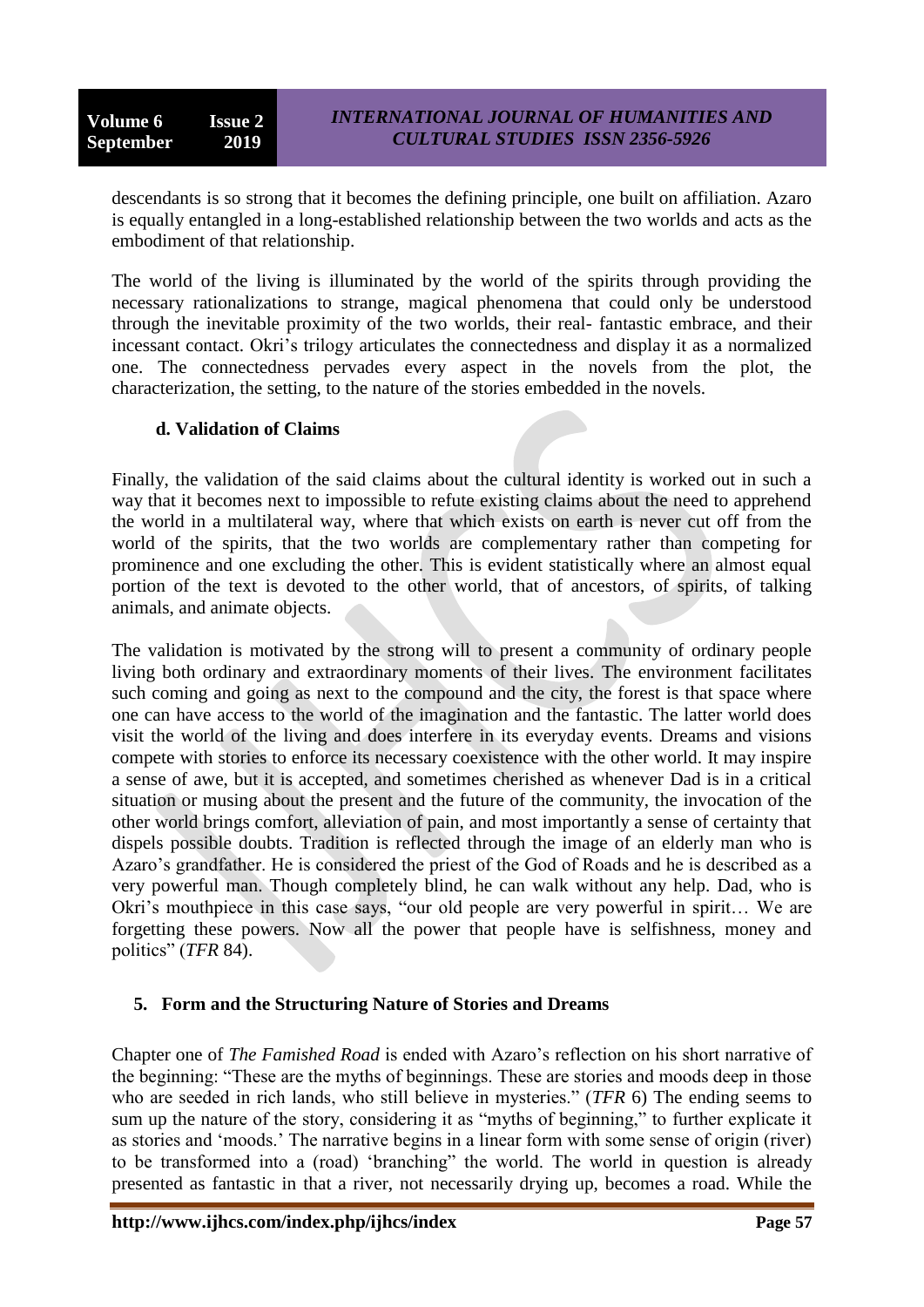descendants is so strong that it becomes the defining principle, one built on affiliation. Azaro is equally entangled in a long-established relationship between the two worlds and acts as the embodiment of that relationship.

The world of the living is illuminated by the world of the spirits through providing the necessary rationalizations to strange, magical phenomena that could only be understood through the inevitable proximity of the two worlds, their real- fantastic embrace, and their incessant contact. Okri's trilogy articulates the connectedness and display it as a normalized one. The connectedness pervades every aspect in the novels from the plot, the characterization, the setting, to the nature of the stories embedded in the novels.

### d. Validation of Claims

Finally, the validation of the said claims about the cultural identity is worked out in such a way that it becomes next to impossible to refute existing claims about the need to apprehend the world in a multilateral way, where that which exists on earth is never cut off from the world of the spirits, that the two worlds are complementary rather than competing for prominence and one excluding the other. This is evident statistically where an almost equal portion of the text is devoted to the other world, that of ancestors, of spirits, of talking animals, and animate objects.

The validation is motivated by the strong will to present a community of ordinary people living both ordinary and extraordinary moments of their lives. The environment facilitates such coming and going as next to the compound and the city, the forest is that space where one can have access to the world of the imagination and the fantastic. The latter world does visit the world of the living and does interfere in its everyday events. Dreams and visions compete with stories to enforce its necessary coexistence with the other world. It may inspire a sense of awe, but it is accepted, and sometimes cherished as whenever Dad is in a critical situation or musing about the present and the future of the community, the invocation of the other world brings comfort, alleviation of pain, and most importantly a sense of certainty that dispels possible doubts. Tradition is reflected through the image of an elderly man who is Azaro's grandfather. He is considered the priest of the God of Roads and he is described as a very powerful man. Though completely blind, he can walk without any help. Dad, who is Okri's mouthpiece in this case says, "our old people are very powerful in spirit… We are forgetting these powers. Now all the power that people have is selfishness, money and politics" (*TFR* 84).

## 5. Form and the Structuring Nature of Stories and Dreams

Chapter one of *The Famished Road* is ended with Azaro's reflection on his short narrative of the beginning: "These are the myths of beginnings. These are stories and moods deep in those who are seeded in rich lands, who still believe in mysteries." (*TFR* 6) The ending seems to sum up the nature of the story, considering it as "myths of beginning," to further explicate it as stories and 'moods.' The narrative begins in a linear form with some sense of origin (river) to be transformed into a (road) 'branching" the world. The world in question is already presented as fantastic in that a river, not necessarily drying up, becomes a road. While the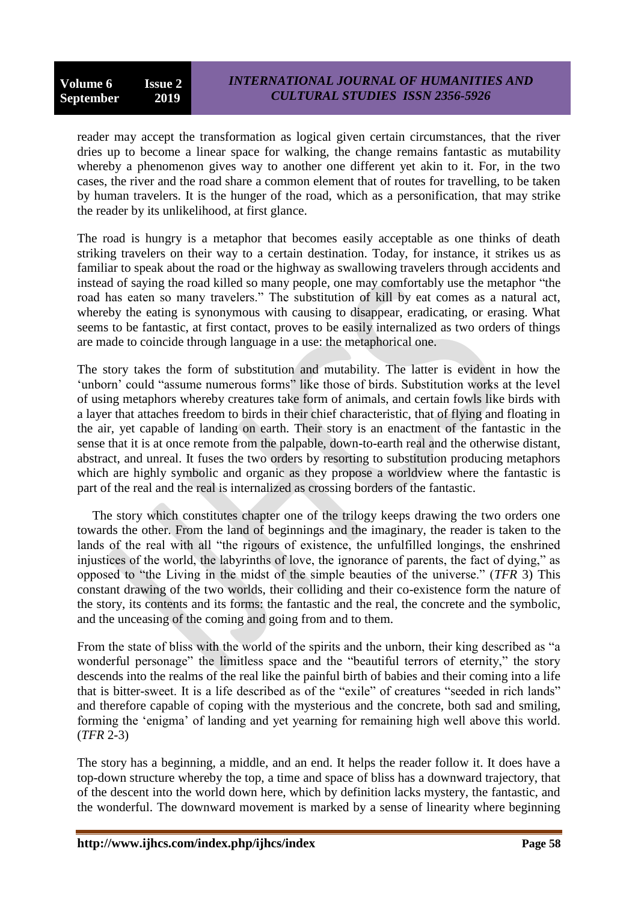reader may accept the transformation as logical given certain circumstances, that the river dries up to become a linear space for walking, the change remains fantastic as mutability whereby a phenomenon gives way to another one different yet akin to it. For, in the two cases, the river and the road share a common element that of routes for travelling, to be taken by human travelers. It is the hunger of the road, which as a personification, that may strike the reader by its unlikelihood, at first glance.

The road is hungry is a metaphor that becomes easily acceptable as one thinks of death striking travelers on their way to a certain destination. Today, for instance, it strikes us as familiar to speak about the road or the highway as swallowing travelers through accidents and instead of saying the road killed so many people, one may comfortably use the metaphor "the road has eaten so many travelers." The substitution of kill by eat comes as a natural act, whereby the eating is synonymous with causing to disappear, eradicating, or erasing. What seems to be fantastic, at first contact, proves to be easily internalized as two orders of things are made to coincide through language in a use: the metaphorical one.

The story takes the form of substitution and mutability. The latter is evident in how the 'unborn' could "assume numerous forms" like those of birds. Substitution works at the level of using metaphors whereby creatures take form of animals, and certain fowls like birds with a layer that attaches freedom to birds in their chief characteristic, that of flying and floating in the air, yet capable of landing on earth. Their story is an enactment of the fantastic in the sense that it is at once remote from the palpable, down-to-earth real and the otherwise distant, abstract, and unreal. It fuses the two orders by resorting to substitution producing metaphors which are highly symbolic and organic as they propose a worldview where the fantastic is part of the real and the real is internalized as crossing borders of the fantastic.

The story which constitutes chapter one of the trilogy keeps drawing the two orders one towards the other. From the land of beginnings and the imaginary, the reader is taken to the lands of the real with all "the rigours of existence, the unfulfilled longings, the enshrined injustices of the world, the labyrinths of love, the ignorance of parents, the fact of dying," as opposed to "the Living in the midst of the simple beauties of the universe." (*TFR* 3) This constant drawing of the two worlds, their colliding and their co-existence form the nature of the story, its contents and its forms: the fantastic and the real, the concrete and the symbolic, and the unceasing of the coming and going from and to them.

From the state of bliss with the world of the spirits and the unborn, their king described as "a wonderful personage" the limitless space and the "beautiful terrors of eternity," the story descends into the realms of the real like the painful birth of babies and their coming into a life that is bitter-sweet. It is a life described as of the "exile" of creatures "seeded in rich lands" and therefore capable of coping with the mysterious and the concrete, both sad and smiling, forming the 'enigma' of landing and yet yearning for remaining high well above this world. (*TFR* 2-3)

The story has a beginning, a middle, and an end. It helps the reader follow it. It does have a top-down structure whereby the top, a time and space of bliss has a downward trajectory, that of the descent into the world down here, which by definition lacks mystery, the fantastic, and the wonderful. The downward movement is marked by a sense of linearity where beginning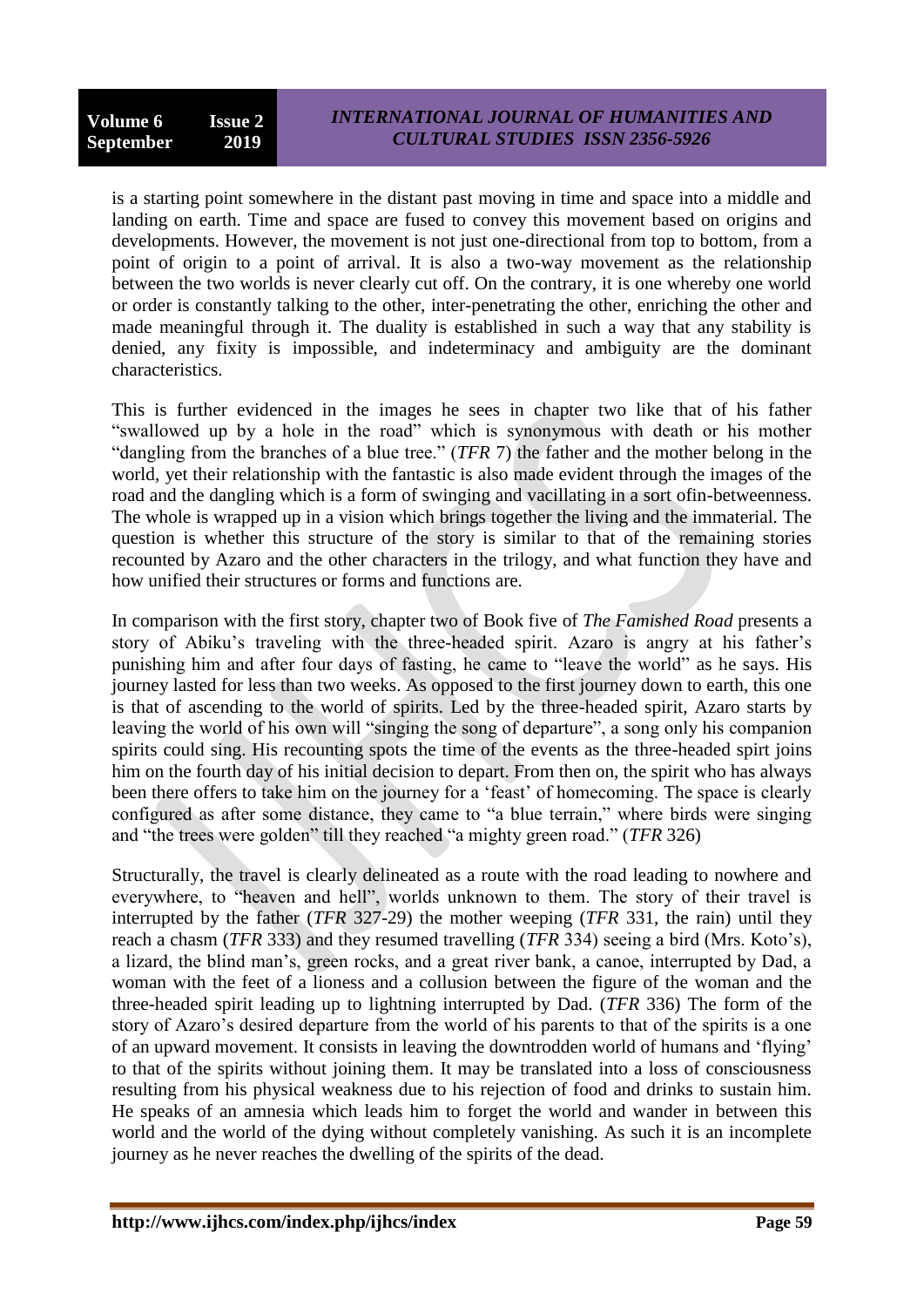is a starting point somewhere in the distant past moving in time and space into a middle and landing on earth. Time and space are fused to convey this movement based on origins and developments. However, the movement is not just one-directional from top to bottom, from a point of origin to a point of arrival. It is also a two-way movement as the relationship between the two worlds is never clearly cut off. On the contrary, it is one whereby one world or order is constantly talking to the other, inter-penetrating the other, enriching the other and made meaningful through it. The duality is established in such a way that any stability is denied, any fixity is impossible, and indeterminacy and ambiguity are the dominant characteristics.

This is further evidenced in the images he sees in chapter two like that of his father "swallowed up by a hole in the road" which is synonymous with death or his mother "dangling from the branches of a blue tree." (*TFR* 7) the father and the mother belong in the world, yet their relationship with the fantastic is also made evident through the images of the road and the dangling which is a form of swinging and vacillating in a sort ofin-betweenness. The whole is wrapped up in a vision which brings together the living and the immaterial. The question is whether this structure of the story is similar to that of the remaining stories recounted by Azaro and the other characters in the trilogy, and what function they have and how unified their structures or forms and functions are.

In comparison with the first story, chapter two of Book five of *The Famished Road* presents a story of Abiku's traveling with the three-headed spirit. Azaro is angry at his father's punishing him and after four days of fasting, he came to "leave the world" as he says. His journey lasted for less than two weeks. As opposed to the first journey down to earth, this one is that of ascending to the world of spirits. Led by the three-headed spirit, Azaro starts by leaving the world of his own will "singing the song of departure", a song only his companion spirits could sing. His recounting spots the time of the events as the three-headed spirt joins him on the fourth day of his initial decision to depart. From then on, the spirit who has always been there offers to take him on the journey for a 'feast' of homecoming. The space is clearly configured as after some distance, they came to "a blue terrain," where birds were singing and "the trees were golden" till they reached "a mighty green road." (*TFR* 326)

Structurally, the travel is clearly delineated as a route with the road leading to nowhere and everywhere, to "heaven and hell", worlds unknown to them. The story of their travel is interrupted by the father (*TFR* 327-29) the mother weeping (*TFR* 331, the rain) until they reach a chasm (*TFR* 333) and they resumed travelling (*TFR* 334) seeing a bird (Mrs. Koto's), a lizard, the blind man's, green rocks, and a great river bank, a canoe, interrupted by Dad, a woman with the feet of a lioness and a collusion between the figure of the woman and the three-headed spirit leading up to lightning interrupted by Dad. (*TFR* 336) The form of the story of Azaro's desired departure from the world of his parents to that of the spirits is a one of an upward movement. It consists in leaving the downtrodden world of humans and 'flying' to that of the spirits without joining them. It may be translated into a loss of consciousness resulting from his physical weakness due to his rejection of food and drinks to sustain him. He speaks of an amnesia which leads him to forget the world and wander in between this world and the world of the dying without completely vanishing. As such it is an incomplete journey as he never reaches the dwelling of the spirits of the dead.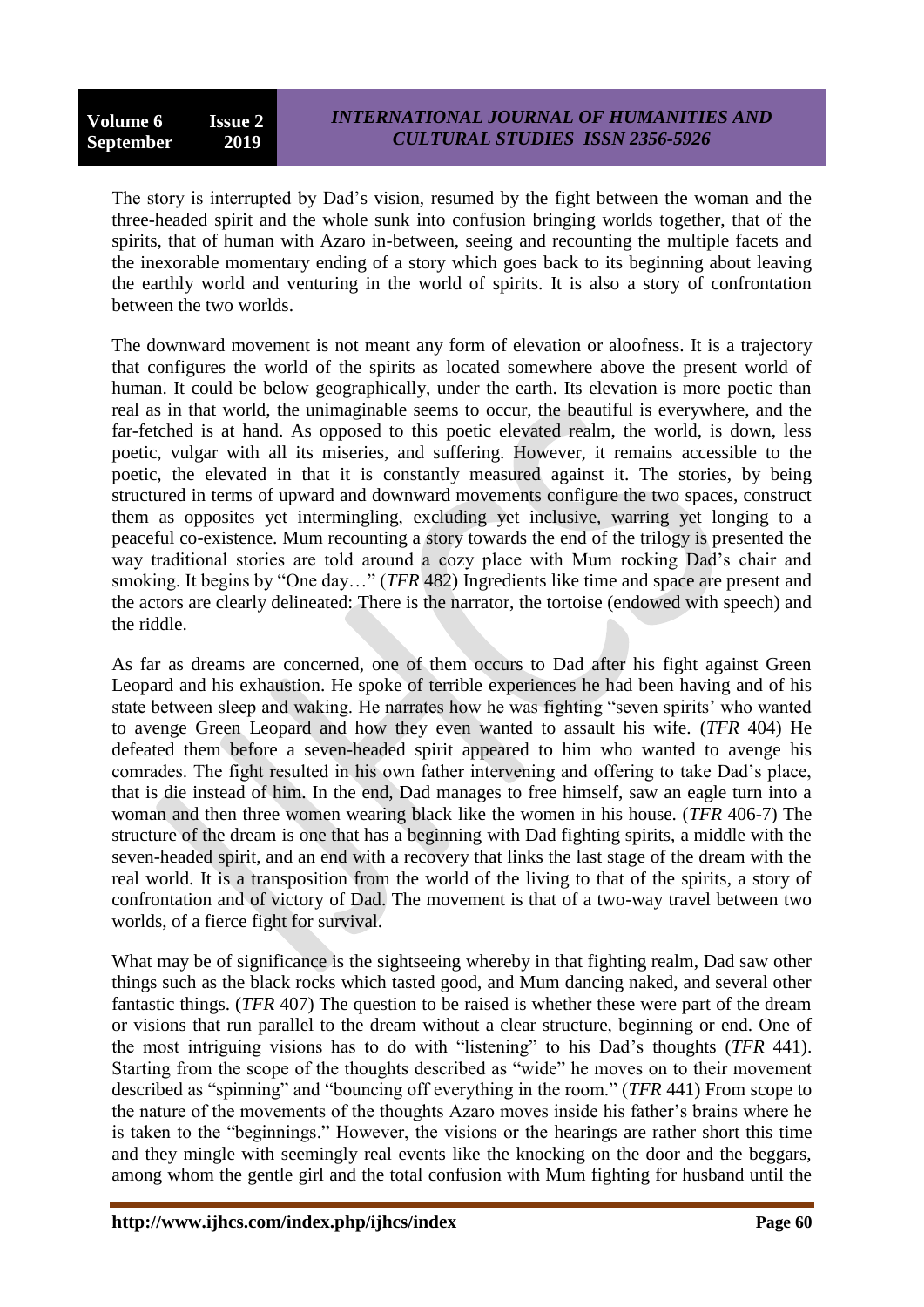The story is interrupted by Dad's vision, resumed by the fight between the woman and the three-headed spirit and the whole sunk into confusion bringing worlds together, that of the spirits, that of human with Azaro in-between, seeing and recounting the multiple facets and the inexorable momentary ending of a story which goes back to its beginning about leaving the earthly world and venturing in the world of spirits. It is also a story of confrontation between the two worlds.

The downward movement is not meant any form of elevation or aloofness. It is a trajectory that configures the world of the spirits as located somewhere above the present world of human. It could be below geographically, under the earth. Its elevation is more poetic than real as in that world, the unimaginable seems to occur, the beautiful is everywhere, and the far-fetched is at hand. As opposed to this poetic elevated realm, the world, is down, less poetic, vulgar with all its miseries, and suffering. However, it remains accessible to the poetic, the elevated in that it is constantly measured against it. The stories, by being structured in terms of upward and downward movements configure the two spaces, construct them as opposites yet intermingling, excluding yet inclusive, warring yet longing to a peaceful co-existence. Mum recounting a story towards the end of the trilogy is presented the way traditional stories are told around a cozy place with Mum rocking Dad's chair and smoking. It begins by "One day…" (*TFR* 482) Ingredients like time and space are present and the actors are clearly delineated: There is the narrator, the tortoise (endowed with speech) and the riddle.

As far as dreams are concerned, one of them occurs to Dad after his fight against Green Leopard and his exhaustion. He spoke of terrible experiences he had been having and of his state between sleep and waking. He narrates how he was fighting "seven spirits' who wanted to avenge Green Leopard and how they even wanted to assault his wife. (*TFR* 404) He defeated them before a seven-headed spirit appeared to him who wanted to avenge his comrades. The fight resulted in his own father intervening and offering to take Dad's place, that is die instead of him. In the end, Dad manages to free himself, saw an eagle turn into a woman and then three women wearing black like the women in his house. (*TFR* 406-7) The structure of the dream is one that has a beginning with Dad fighting spirits, a middle with the seven-headed spirit, and an end with a recovery that links the last stage of the dream with the real world. It is a transposition from the world of the living to that of the spirits, a story of confrontation and of victory of Dad. The movement is that of a two-way travel between two worlds, of a fierce fight for survival.

What may be of significance is the sightseeing whereby in that fighting realm, Dad saw other things such as the black rocks which tasted good, and Mum dancing naked, and several other fantastic things. (*TFR* 407) The question to be raised is whether these were part of the dream or visions that run parallel to the dream without a clear structure, beginning or end. One of the most intriguing visions has to do with "listening" to his Dad's thoughts (*TFR* 441). Starting from the scope of the thoughts described as "wide" he moves on to their movement described as "spinning" and "bouncing off everything in the room." (*TFR* 441) From scope to the nature of the movements of the thoughts Azaro moves inside his father's brains where he is taken to the "beginnings." However, the visions or the hearings are rather short this time and they mingle with seemingly real events like the knocking on the door and the beggars, among whom the gentle girl and the total confusion with Mum fighting for husband until the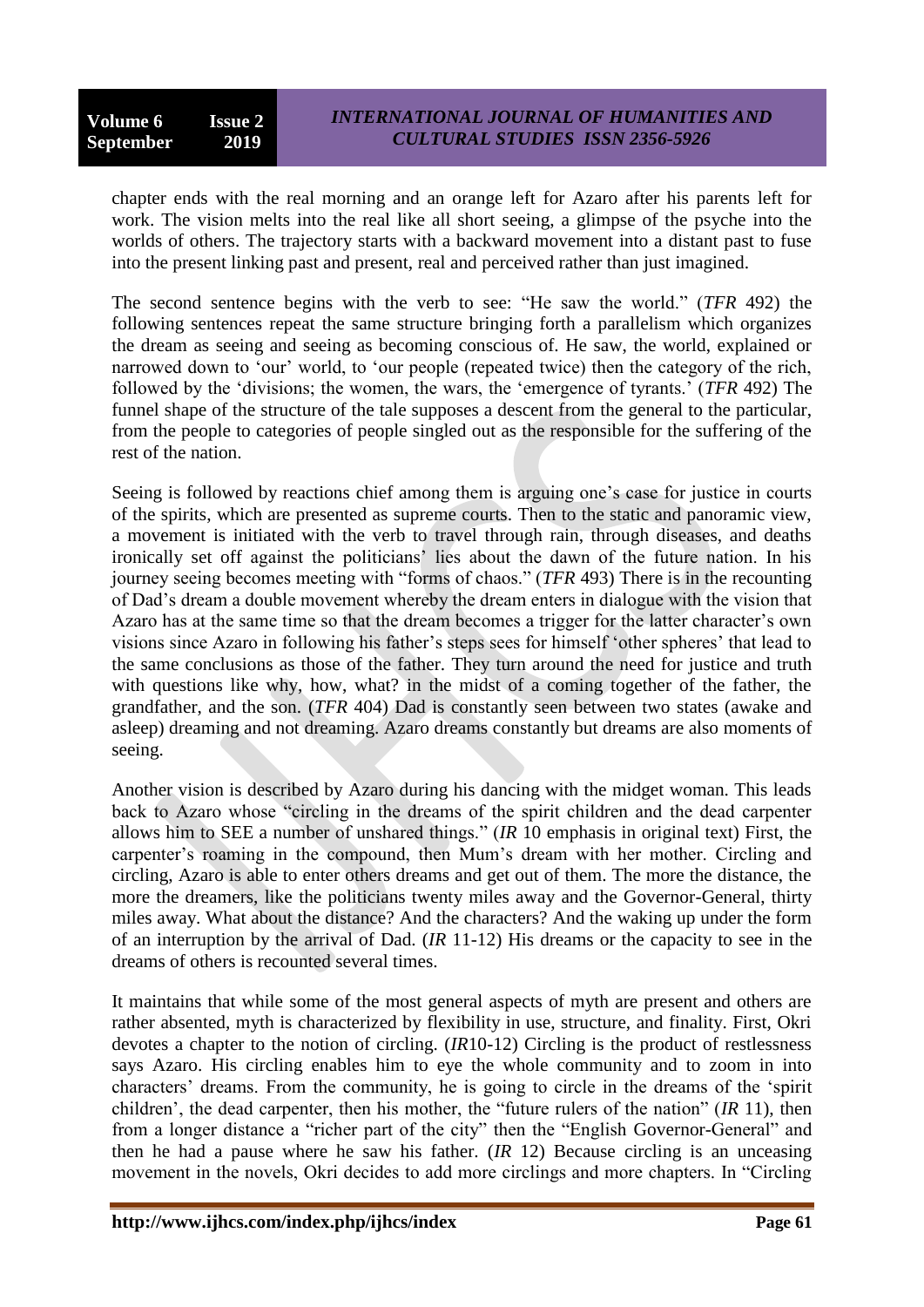chapter ends with the real morning and an orange left for Azaro after his parents left for work. The vision melts into the real like all short seeing, a glimpse of the psyche into the worlds of others. The trajectory starts with a backward movement into a distant past to fuse into the present linking past and present, real and perceived rather than just imagined.

The second sentence begins with the verb to see: "He saw the world." (*TFR* 492) the following sentences repeat the same structure bringing forth a parallelism which organizes the dream as seeing and seeing as becoming conscious of. He saw, the world, explained or narrowed down to 'our' world, to 'our people (repeated twice) then the category of the rich, followed by the 'divisions; the women, the wars, the 'emergence of tyrants.' (*TFR* 492) The funnel shape of the structure of the tale supposes a descent from the general to the particular, from the people to categories of people singled out as the responsible for the suffering of the rest of the nation.

Seeing is followed by reactions chief among them is arguing one's case for justice in courts of the spirits, which are presented as supreme courts. Then to the static and panoramic view, a movement is initiated with the verb to travel through rain, through diseases, and deaths ironically set off against the politicians' lies about the dawn of the future nation. In his journey seeing becomes meeting with "forms of chaos." (*TFR* 493) There is in the recounting of Dad's dream a double movement whereby the dream enters in dialogue with the vision that Azaro has at the same time so that the dream becomes a trigger for the latter character's own visions since Azaro in following his father's steps sees for himself 'other spheres' that lead to the same conclusions as those of the father. They turn around the need for justice and truth with questions like why, how, what? in the midst of a coming together of the father, the grandfather, and the son. (*TFR* 404) Dad is constantly seen between two states (awake and asleep) dreaming and not dreaming. Azaro dreams constantly but dreams are also moments of seeing.

Another vision is described by Azaro during his dancing with the midget woman. This leads back to Azaro whose "circling in the dreams of the spirit children and the dead carpenter allows him to SEE a number of unshared things." (*IR* 10 emphasis in original text) First, the carpenter's roaming in the compound, then Mum's dream with her mother. Circling and circling, Azaro is able to enter others dreams and get out of them. The more the distance, the more the dreamers, like the politicians twenty miles away and the Governor-General, thirty miles away. What about the distance? And the characters? And the waking up under the form of an interruption by the arrival of Dad. (*IR* 11-12) His dreams or the capacity to see in the dreams of others is recounted several times.

It maintains that while some of the most general aspects of myth are present and others are rather absented, myth is characterized by flexibility in use, structure, and finality. First, Okri devotes a chapter to the notion of circling. (*IR*10-12) Circling is the product of restlessness says Azaro. His circling enables him to eye the whole community and to zoom in into characters' dreams. From the community, he is going to circle in the dreams of the 'spirit children', the dead carpenter, then his mother, the "future rulers of the nation" (*IR* 11), then from a longer distance a "richer part of the city" then the "English Governor-General" and then he had a pause where he saw his father. (*IR* 12) Because circling is an unceasing movement in the novels, Okri decides to add more circlings and more chapters. In "Circling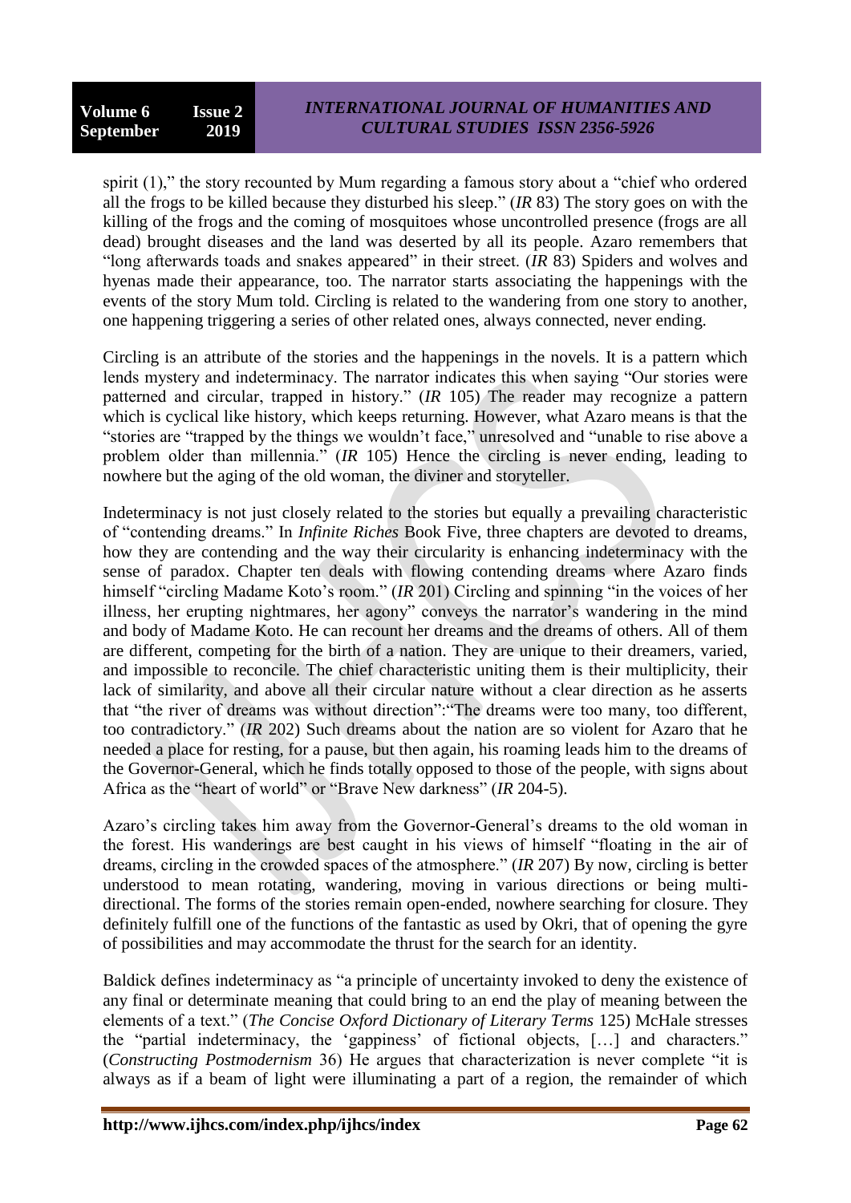spirit (1)," the story recounted by Mum regarding a famous story about a "chief who ordered all the frogs to be killed because they disturbed his sleep." (*IR* 83) The story goes on with the killing of the frogs and the coming of mosquitoes whose uncontrolled presence (frogs are all dead) brought diseases and the land was deserted by all its people. Azaro remembers that "long afterwards toads and snakes appeared" in their street. (*IR* 83) Spiders and wolves and hyenas made their appearance, too. The narrator starts associating the happenings with the events of the story Mum told. Circling is related to the wandering from one story to another, one happening triggering a series of other related ones, always connected, never ending.

Circling is an attribute of the stories and the happenings in the novels. It is a pattern which lends mystery and indeterminacy. The narrator indicates this when saying "Our stories were patterned and circular, trapped in history." (*IR* 105) The reader may recognize a pattern which is cyclical like history, which keeps returning. However, what Azaro means is that the "stories are "trapped by the things we wouldn't face," unresolved and "unable to rise above a problem older than millennia." (*IR* 105) Hence the circling is never ending, leading to nowhere but the aging of the old woman, the diviner and storyteller.

Indeterminacy is not just closely related to the stories but equally a prevailing characteristic of "contending dreams." In *Infinite Riches* Book Five, three chapters are devoted to dreams, how they are contending and the way their circularity is enhancing indeterminacy with the sense of paradox. Chapter ten deals with flowing contending dreams where Azaro finds himself "circling Madame Koto's room." (*IR* 201) Circling and spinning "in the voices of her illness, her erupting nightmares, her agony" conveys the narrator's wandering in the mind and body of Madame Koto. He can recount her dreams and the dreams of others. All of them are different, competing for the birth of a nation. They are unique to their dreamers, varied, and impossible to reconcile. The chief characteristic uniting them is their multiplicity, their lack of similarity, and above all their circular nature without a clear direction as he asserts that "the river of dreams was without direction":"The dreams were too many, too different, too contradictory." (*IR* 202) Such dreams about the nation are so violent for Azaro that he needed a place for resting, for a pause, but then again, his roaming leads him to the dreams of the Governor-General, which he finds totally opposed to those of the people, with signs about Africa as the "heart of world" or "Brave New darkness" (*IR* 204-5).

Azaro's circling takes him away from the Governor-General's dreams to the old woman in the forest. His wanderings are best caught in his views of himself "floating in the air of dreams, circling in the crowded spaces of the atmosphere." (*IR* 207) By now, circling is better understood to mean rotating, wandering, moving in various directions or being multi-directional. The forms of the stories remain open-ended, nowhere searching for closure. They definitely fulfill one of the functions of the fantastic as used by Okri, that of opening the gyre of possibilities and may accommodate the thrust for the search for an identity.

Baldick defines indeterminacy as "a principle of uncertainty invoked to deny the existence of any final or determinate meaning that could bring to an end the play of meaning between the elements of a text." (*The Concise Oxford Dictionary of Literary Terms* 125) McHale stresses the "partial indeterminacy, the 'gappiness' of fictional objects, […] and characters." (*Constructing Postmodernism* 36) He argues that characterization is never complete "it is always as if a beam of light were illuminating a part of a region, the remainder of which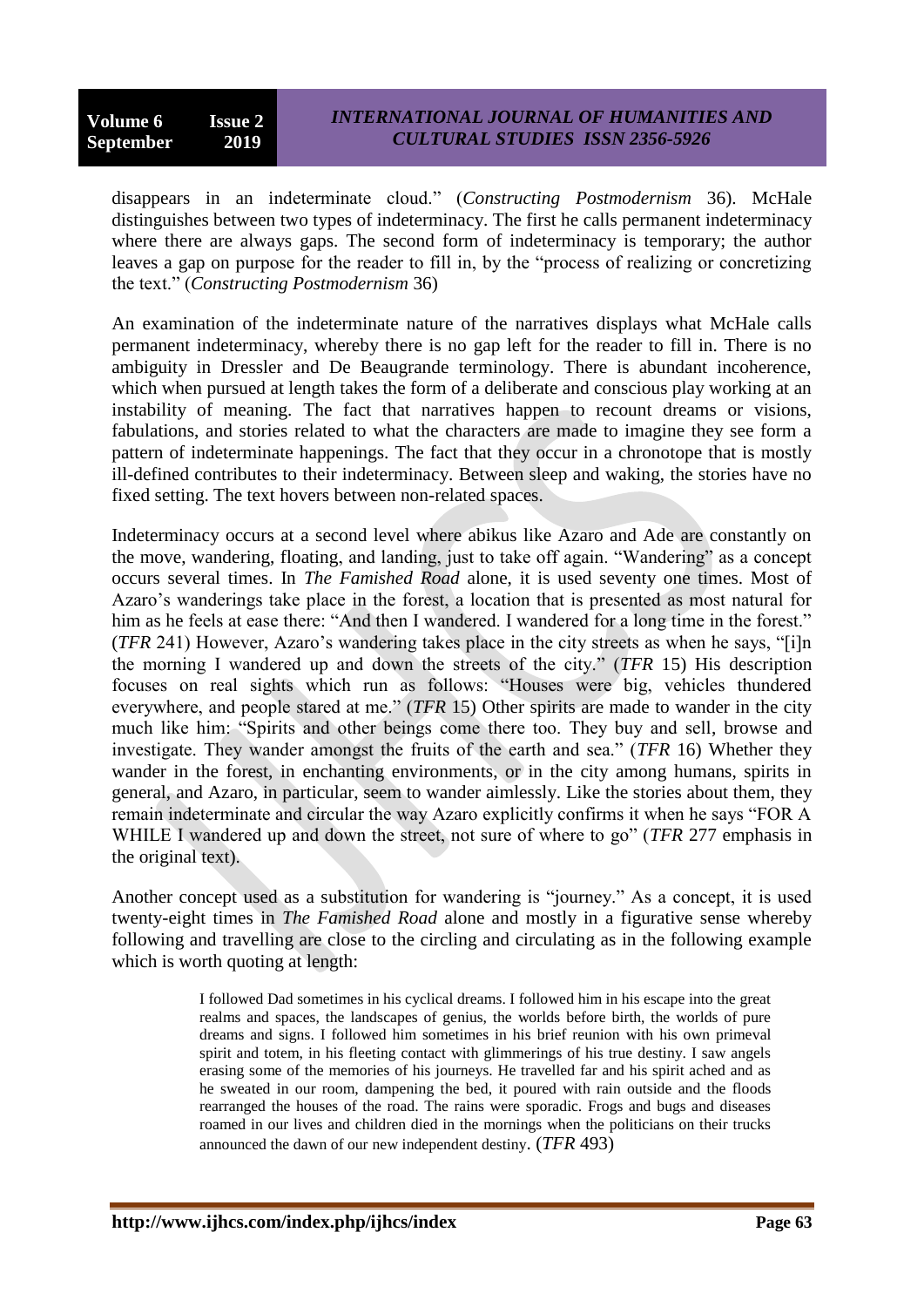disappears in an indeterminate cloud." (*Constructing Postmodernism* 36). McHale distinguishes between two types of indeterminacy. The first he calls permanent indeterminacy where there are always gaps. The second form of indeterminacy is temporary; the author leaves a gap on purpose for the reader to fill in, by the "process of realizing or concretizing the text." (*Constructing Postmodernism* 36)

An examination of the indeterminate nature of the narratives displays what McHale calls permanent indeterminacy, whereby there is no gap left for the reader to fill in. There is no ambiguity in Dressler and De Beaugrande terminology. There is abundant incoherence, which when pursued at length takes the form of a deliberate and conscious play working at an instability of meaning. The fact that narratives happen to recount dreams or visions, fabulations, and stories related to what the characters are made to imagine they see form a pattern of indeterminate happenings. The fact that they occur in a chronotope that is mostly ill-defined contributes to their indeterminacy. Between sleep and waking, the stories have no fixed setting. The text hovers between non-related spaces.

Indeterminacy occurs at a second level where abikus like Azaro and Ade are constantly on the move, wandering, floating, and landing, just to take off again. "Wandering" as a concept occurs several times. In *The Famished Road* alone, it is used seventy one times. Most of Azaro's wanderings take place in the forest, a location that is presented as most natural for him as he feels at ease there: "And then I wandered. I wandered for a long time in the forest." (*TFR* 241) However, Azaro's wandering takes place in the city streets as when he says, "[i]n the morning I wandered up and down the streets of the city." (*TFR* 15) His description focuses on real sights which run as follows: "Houses were big, vehicles thundered everywhere, and people stared at me." (*TFR* 15) Other spirits are made to wander in the city much like him: "Spirits and other beings come there too. They buy and sell, browse and investigate. They wander amongst the fruits of the earth and sea." (*TFR* 16) Whether they wander in the forest, in enchanting environments, or in the city among humans, spirits in general, and Azaro, in particular, seem to wander aimlessly. Like the stories about them, they remain indeterminate and circular the way Azaro explicitly confirms it when he says "FOR A WHILE I wandered up and down the street, not sure of where to go" (*TFR* 277 emphasis in the original text).

Another concept used as a substitution for wandering is "journey." As a concept, it is used twenty-eight times in *The Famished Road* alone and mostly in a figurative sense whereby following and travelling are close to the circling and circulating as in the following example which is worth quoting at length:

> I followed Dad sometimes in his cyclical dreams. I followed him in his escape into the great realms and spaces, the landscapes of genius, the worlds before birth, the worlds of pure dreams and signs. I followed him sometimes in his brief reunion with his own primeval spirit and totem, in his fleeting contact with glimmerings of his true destiny. I saw angels erasing some of the memories of his journeys. He travelled far and his spirit ached and as he sweated in our room, dampening the bed, it poured with rain outside and the floods rearranged the houses of the road. The rains were sporadic. Frogs and bugs and diseases roamed in our lives and children died in the mornings when the politicians on their trucks announced the dawn of our new independent destiny. (*TFR* 493)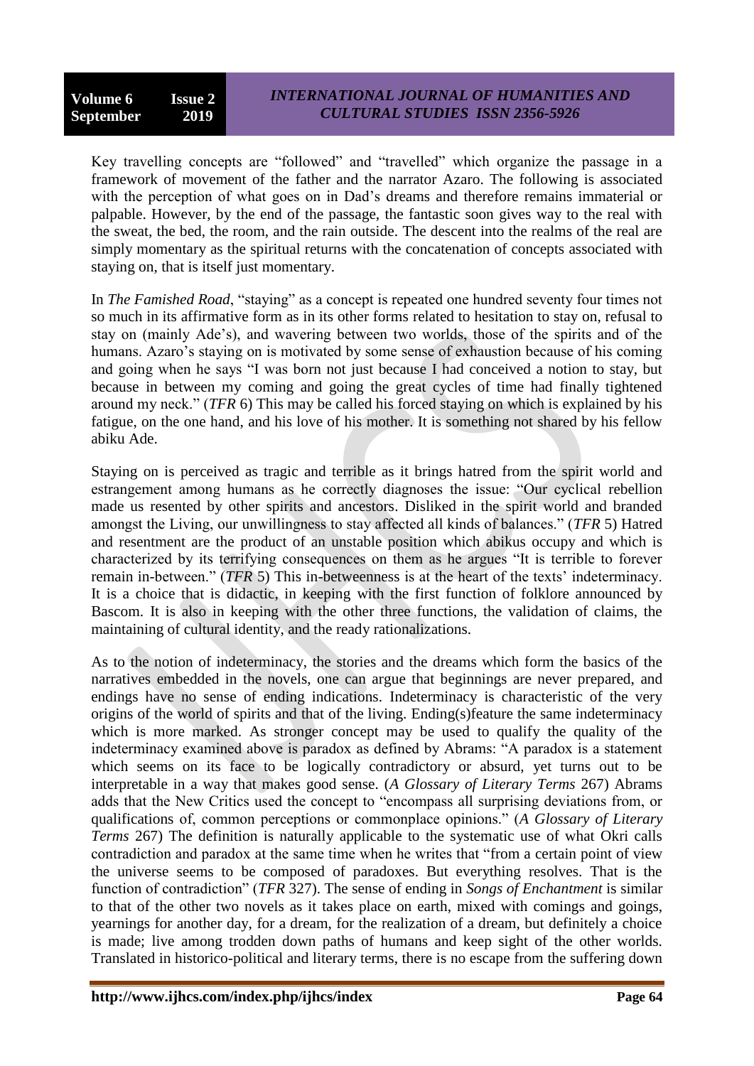Key travelling concepts are "followed" and "travelled" which organize the passage in a framework of movement of the father and the narrator Azaro. The following is associated with the perception of what goes on in Dad's dreams and therefore remains immaterial or palpable. However, by the end of the passage, the fantastic soon gives way to the real with the sweat, the bed, the room, and the rain outside. The descent into the realms of the real are simply momentary as the spiritual returns with the concatenation of concepts associated with staying on, that is itself just momentary.

In *The Famished Road*, "staying" as a concept is repeated one hundred seventy four times not so much in its affirmative form as in its other forms related to hesitation to stay on, refusal to stay on (mainly Ade's), and wavering between two worlds, those of the spirits and of the humans. Azaro's staying on is motivated by some sense of exhaustion because of his coming and going when he says "I was born not just because I had conceived a notion to stay, but because in between my coming and going the great cycles of time had finally tightened around my neck." (*TFR* 6) This may be called his forced staying on which is explained by his fatigue, on the one hand, and his love of his mother. It is something not shared by his fellow abiku Ade.

Staying on is perceived as tragic and terrible as it brings hatred from the spirit world and estrangement among humans as he correctly diagnoses the issue: "Our cyclical rebellion made us resented by other spirits and ancestors. Disliked in the spirit world and branded amongst the Living, our unwillingness to stay affected all kinds of balances." (*TFR* 5) Hatred and resentment are the product of an unstable position which abikus occupy and which is characterized by its terrifying consequences on them as he argues "It is terrible to forever remain in-between." (*TFR* 5) This in-betweenness is at the heart of the texts' indeterminacy. It is a choice that is didactic, in keeping with the first function of folklore announced by Bascom. It is also in keeping with the other three functions, the validation of claims, the maintaining of cultural identity, and the ready rationalizations.

As to the notion of indeterminacy, the stories and the dreams which form the basics of the narratives embedded in the novels, one can argue that beginnings are never prepared, and endings have no sense of ending indications. Indeterminacy is characteristic of the very origins of the world of spirits and that of the living. Ending(s)feature the same indeterminacy which is more marked. As stronger concept may be used to qualify the quality of the indeterminacy examined above is paradox as defined by Abrams: "A paradox is a statement which seems on its face to be logically contradictory or absurd, yet turns out to be interpretable in a way that makes good sense. (*A Glossary of Literary Terms* 267) Abrams adds that the New Critics used the concept to "encompass all surprising deviations from, or qualifications of, common perceptions or commonplace opinions." (*A Glossary of Literary Terms* 267) The definition is naturally applicable to the systematic use of what Okri calls contradiction and paradox at the same time when he writes that "from a certain point of view the universe seems to be composed of paradoxes. But everything resolves. That is the function of contradiction" (*TFR* 327). The sense of ending in *Songs of Enchantment* is similar to that of the other two novels as it takes place on earth, mixed with comings and goings, yearnings for another day, for a dream, for the realization of a dream, but definitely a choice is made; live among trodden down paths of humans and keep sight of the other worlds. Translated in historico-political and literary terms, there is no escape from the suffering down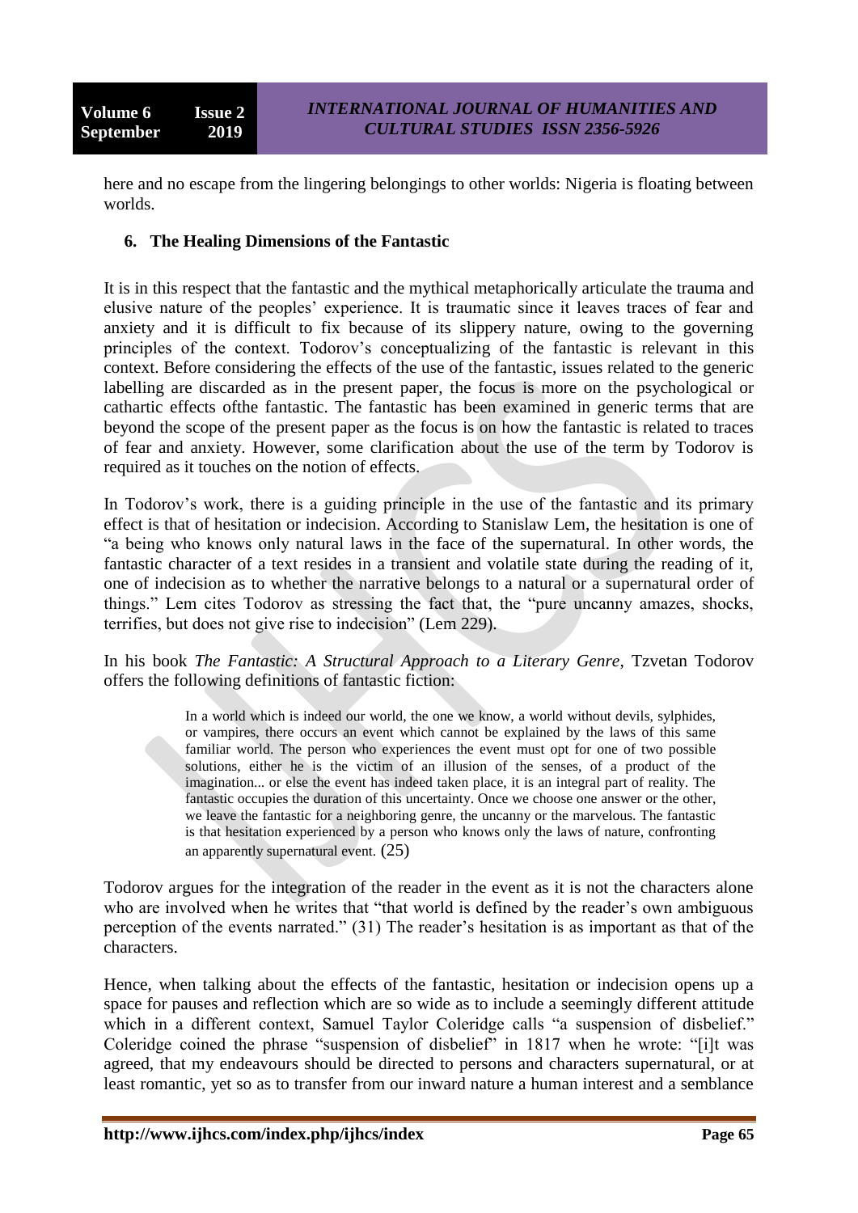here and no escape from the lingering belongings to other worlds: Nigeria is floating between worlds.

## 6. The Healing Dimensions of the Fantastic

It is in this respect that the fantastic and the mythical metaphorically articulate the trauma and elusive nature of the peoples' experience. It is traumatic since it leaves traces of fear and anxiety and it is difficult to fix because of its slippery nature, owing to the governing principles of the context. Todorov's conceptualizing of the fantastic is relevant in this context. Before considering the effects of the use of the fantastic, issues related to the generic labelling are discarded as in the present paper, the focus is more on the psychological or cathartic effects ofthe fantastic. The fantastic has been examined in generic terms that are beyond the scope of the present paper as the focus is on how the fantastic is related to traces of fear and anxiety. However, some clarification about the use of the term by Todorov is required as it touches on the notion of effects.

In Todorov's work, there is a guiding principle in the use of the fantastic and its primary effect is that of hesitation or indecision. According to Stanislaw Lem, the hesitation is one of "a being who knows only natural laws in the face of the supernatural. In other words, the fantastic character of a text resides in a transient and volatile state during the reading of it, one of indecision as to whether the narrative belongs to a natural or a supernatural order of things." Lem cites Todorov as stressing the fact that, the "pure uncanny amazes, shocks, terrifies, but does not give rise to indecision" (Lem 229).

In his book *The Fantastic: A Structural Approach to a Literary Genre*, Tzvetan Todorov offers the following definitions of fantastic fiction:

> In a world which is indeed our world, the one we know, a world without devils, sylphides, or vampires, there occurs an event which cannot be explained by the laws of this same familiar world. The person who experiences the event must opt for one of two possible solutions, either he is the victim of an illusion of the senses, of a product of the imagination... or else the event has indeed taken place, it is an integral part of reality. The fantastic occupies the duration of this uncertainty. Once we choose one answer or the other, we leave the fantastic for a neighboring genre, the uncanny or the marvelous. The fantastic is that hesitation experienced by a person who knows only the laws of nature, confronting an apparently supernatural event. (25)

Todorov argues for the integration of the reader in the event as it is not the characters alone who are involved when he writes that "that world is defined by the reader's own ambiguous perception of the events narrated." (31) The reader's hesitation is as important as that of the characters.

Hence, when talking about the effects of the fantastic, hesitation or indecision opens up a space for pauses and reflection which are so wide as to include a seemingly different attitude which in a different context, Samuel Taylor Coleridge calls "a suspension of disbelief." Coleridge coined the phrase "suspension of disbelief" in 1817 when he wrote: "[i]t was agreed, that my endeavours should be directed to persons and characters supernatural, or at least romantic, yet so as to transfer from our inward nature a human interest and a semblance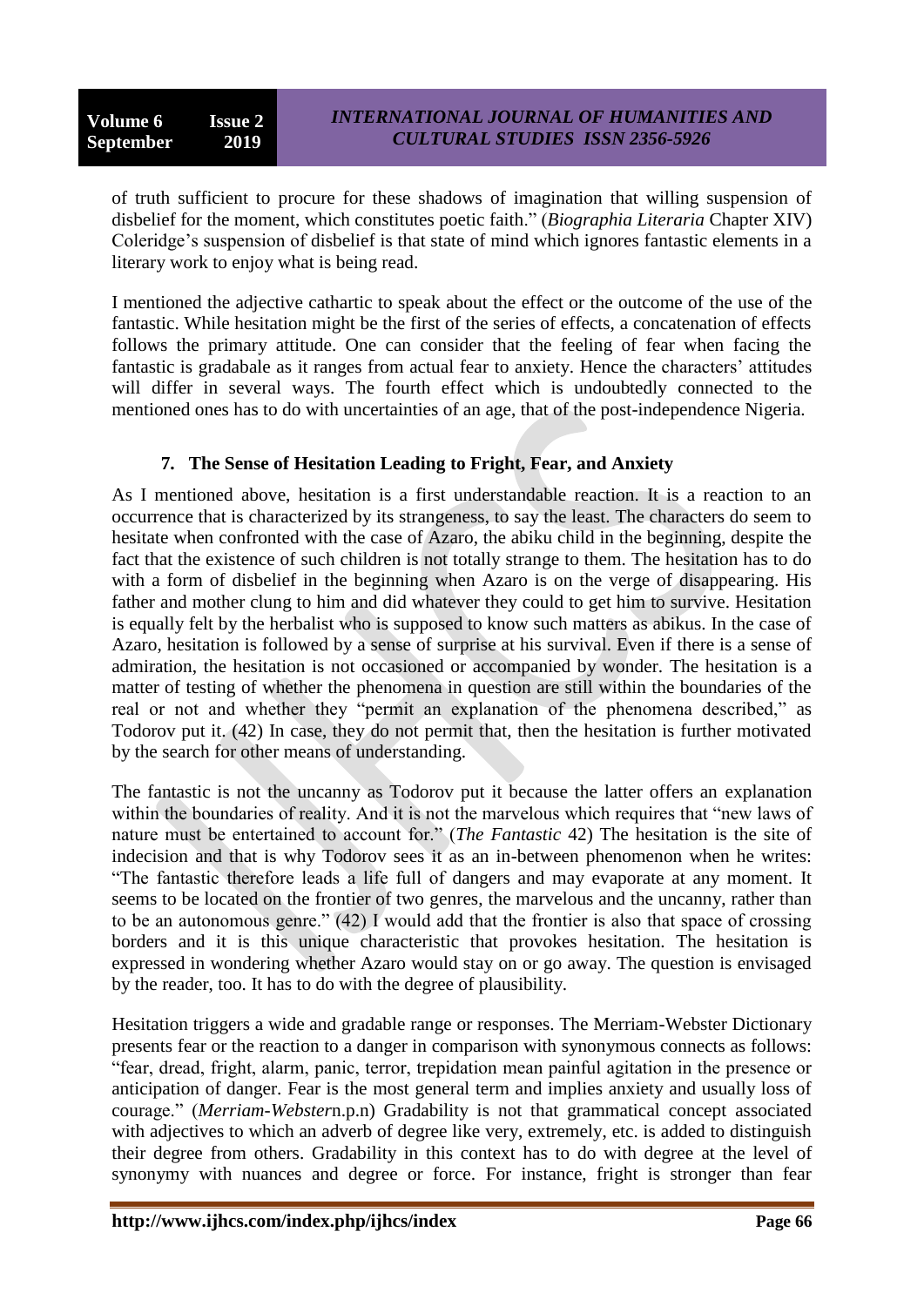of truth sufficient to procure for these shadows of imagination that willing suspension of disbelief for the moment, which constitutes poetic faith." (*Biographia Literaria* Chapter XIV) Coleridge's suspension of disbelief is that state of mind which ignores fantastic elements in a literary work to enjoy what is being read.

I mentioned the adjective cathartic to speak about the effect or the outcome of the use of the fantastic. While hesitation might be the first of the series of effects, a concatenation of effects follows the primary attitude. One can consider that the feeling of fear when facing the fantastic is gradabale as it ranges from actual fear to anxiety. Hence the characters' attitudes will differ in several ways. The fourth effect which is undoubtedly connected to the mentioned ones has to do with uncertainties of an age, that of the post-independence Nigeria.

## 7. The Sense of Hesitation Leading to Fright, Fear, and Anxiety

As I mentioned above, hesitation is a first understandable reaction. It is a reaction to an occurrence that is characterized by its strangeness, to say the least. The characters do seem to hesitate when confronted with the case of Azaro, the abiku child in the beginning, despite the fact that the existence of such children is not totally strange to them. The hesitation has to do with a form of disbelief in the beginning when Azaro is on the verge of disappearing. His father and mother clung to him and did whatever they could to get him to survive. Hesitation is equally felt by the herbalist who is supposed to know such matters as abikus. In the case of Azaro, hesitation is followed by a sense of surprise at his survival. Even if there is a sense of admiration, the hesitation is not occasioned or accompanied by wonder. The hesitation is a matter of testing of whether the phenomena in question are still within the boundaries of the real or not and whether they "permit an explanation of the phenomena described," as Todorov put it. (42) In case, they do not permit that, then the hesitation is further motivated by the search for other means of understanding.

The fantastic is not the uncanny as Todorov put it because the latter offers an explanation within the boundaries of reality. And it is not the marvelous which requires that "new laws of nature must be entertained to account for." (*The Fantastic* 42) The hesitation is the site of indecision and that is why Todorov sees it as an in-between phenomenon when he writes: "The fantastic therefore leads a life full of dangers and may evaporate at any moment. It seems to be located on the frontier of two genres, the marvelous and the uncanny, rather than to be an autonomous genre." (42) I would add that the frontier is also that space of crossing borders and it is this unique characteristic that provokes hesitation. The hesitation is expressed in wondering whether Azaro would stay on or go away. The question is envisaged by the reader, too. It has to do with the degree of plausibility.

Hesitation triggers a wide and gradable range or responses. The Merriam-Webster Dictionary presents fear or the reaction to a danger in comparison with synonymous connects as follows: "fear, dread, fright, alarm, panic, terror, trepidation mean painful agitation in the presence or anticipation of danger. Fear is the most general term and implies anxiety and usually loss of courage." (*Merriam-Webster*n.p.n) Gradability is not that grammatical concept associated with adjectives to which an adverb of degree like very, extremely, etc. is added to distinguish their degree from others. Gradability in this context has to do with degree at the level of synonymy with nuances and degree or force. For instance, fright is stronger than fear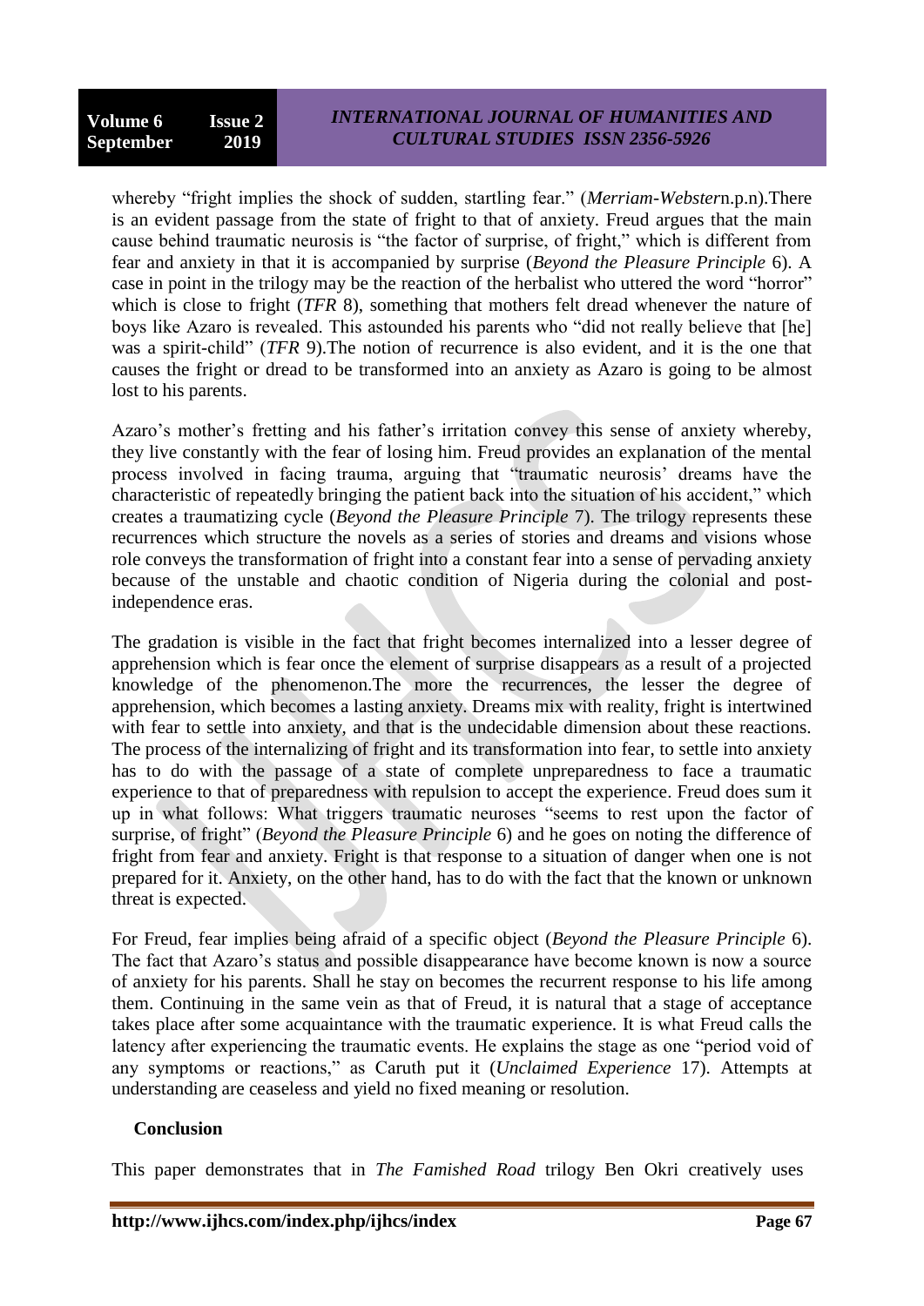whereby "fright implies the shock of sudden, startling fear." (*Merriam-Webster*n.p.n).There is an evident passage from the state of fright to that of anxiety. Freud argues that the main cause behind traumatic neurosis is "the factor of surprise, of fright," which is different from fear and anxiety in that it is accompanied by surprise (*Beyond the Pleasure Principle* 6). A case in point in the trilogy may be the reaction of the herbalist who uttered the word "horror" which is close to fright (*TFR* 8), something that mothers felt dread whenever the nature of boys like Azaro is revealed. This astounded his parents who "did not really believe that [he] was a spirit-child" (*TFR* 9).The notion of recurrence is also evident, and it is the one that causes the fright or dread to be transformed into an anxiety as Azaro is going to be almost lost to his parents.

Azaro's mother's fretting and his father's irritation convey this sense of anxiety whereby, they live constantly with the fear of losing him. Freud provides an explanation of the mental process involved in facing trauma, arguing that "traumatic neurosis' dreams have the characteristic of repeatedly bringing the patient back into the situation of his accident," which creates a traumatizing cycle (*Beyond the Pleasure Principle* 7). The trilogy represents these recurrences which structure the novels as a series of stories and dreams and visions whose role conveys the transformation of fright into a constant fear into a sense of pervading anxiety because of the unstable and chaotic condition of Nigeria during the colonial and post-independence eras.

The gradation is visible in the fact that fright becomes internalized into a lesser degree of apprehension which is fear once the element of surprise disappears as a result of a projected knowledge of the phenomenon.The more the recurrences, the lesser the degree of apprehension, which becomes a lasting anxiety. Dreams mix with reality, fright is intertwined with fear to settle into anxiety, and that is the undecidable dimension about these reactions. The process of the internalizing of fright and its transformation into fear, to settle into anxiety has to do with the passage of a state of complete unpreparedness to face a traumatic experience to that of preparedness with repulsion to accept the experience. Freud does sum it up in what follows: What triggers traumatic neuroses "seems to rest upon the factor of surprise, of fright" (*Beyond the Pleasure Principle* 6) and he goes on noting the difference of fright from fear and anxiety. Fright is that response to a situation of danger when one is not prepared for it. Anxiety, on the other hand, has to do with the fact that the known or unknown threat is expected.

For Freud, fear implies being afraid of a specific object (*Beyond the Pleasure Principle* 6). The fact that Azaro's status and possible disappearance have become known is now a source of anxiety for his parents. Shall he stay on becomes the recurrent response to his life among them. Continuing in the same vein as that of Freud, it is natural that a stage of acceptance takes place after some acquaintance with the traumatic experience. It is what Freud calls the latency after experiencing the traumatic events. He explains the stage as one "period void of any symptoms or reactions," as Caruth put it (*Unclaimed Experience* 17). Attempts at understanding are ceaseless and yield no fixed meaning or resolution.

## Conclusion

This paper demonstrates that in *The Famished Road* trilogy Ben Okri creatively uses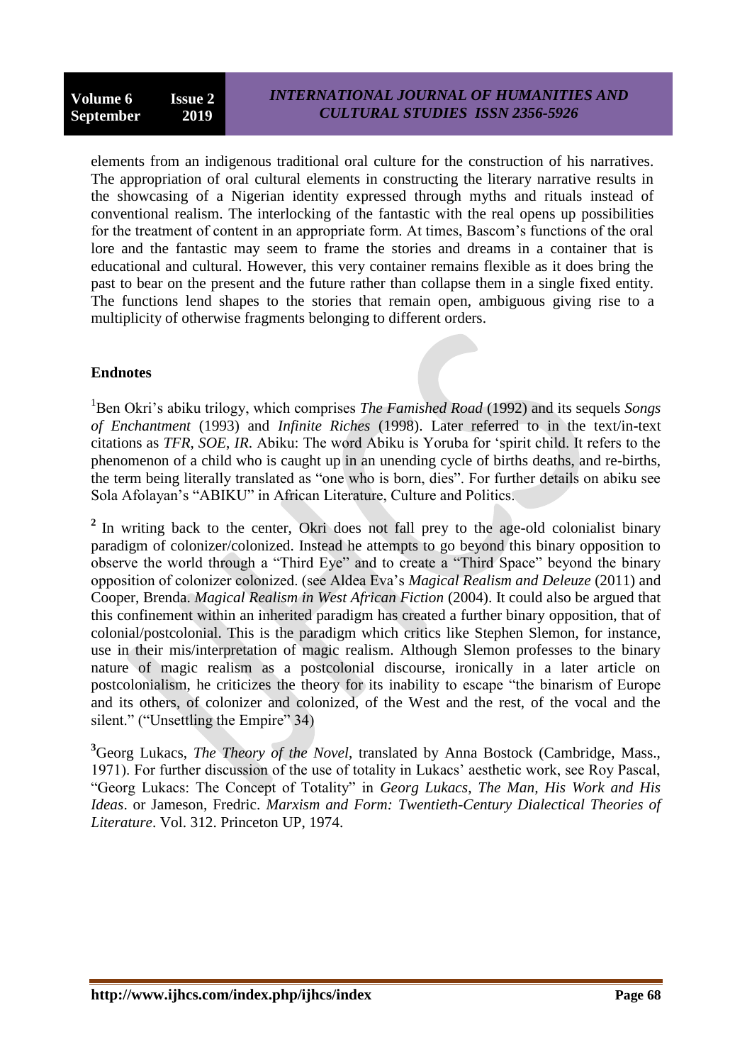elements from an indigenous traditional oral culture for the construction of his narratives. The appropriation of oral cultural elements in constructing the literary narrative results in the showcasing of a Nigerian identity expressed through myths and rituals instead of conventional realism. The interlocking of the fantastic with the real opens up possibilities for the treatment of content in an appropriate form. At times, Bascom's functions of the oral lore and the fantastic may seem to frame the stories and dreams in a container that is educational and cultural. However, this very container remains flexible as it does bring the past to bear on the present and the future rather than collapse them in a single fixed entity. The functions lend shapes to the stories that remain open, ambiguous giving rise to a multiplicity of otherwise fragments belonging to different orders.

## Endnotes

[1]Ben Okri's abiku trilogy, which comprises *The Famished Road* (1992) and its sequels *Songs of Enchantment* (1993) and *Infinite Riches* (1998). Later referred to in the text/in-text citations as *TFR*, *SOE*, *IR*. Abiku: The word Abiku is Yoruba for 'spirit child. It refers to the phenomenon of a child who is caught up in an unending cycle of births deaths, and re-births, the term being literally translated as "one who is born, dies". For further details on abiku see Sola Afolayan's "ABIKU" in African Literature, Culture and Politics.

[2] In writing back to the center, Okri does not fall prey to the age-old colonialist binary paradigm of colonizer/colonized. Instead he attempts to go beyond this binary opposition to observe the world through a "Third Eye" and to create a "Third Space" beyond the binary opposition of colonizer colonized. (see Aldea Eva's *Magical Realism and Deleuze* (2011) and Cooper, Brenda. *Magical Realism in West African Fiction* (2004). It could also be argued that this confinement within an inherited paradigm has created a further binary opposition, that of colonial/postcolonial. This is the paradigm which critics like Stephen Slemon, for instance, use in their mis/interpretation of magic realism. Although Slemon professes to the binary nature of magic realism as a postcolonial discourse, ironically in a later article on postcolonialism, he criticizes the theory for its inability to escape "the binarism of Europe and its others, of colonizer and colonized, of the West and the rest, of the vocal and the silent." ("Unsettling the Empire" 34)

[3]Georg Lukacs, *The Theory of the Novel*, translated by Anna Bostock (Cambridge, Mass., 1971). For further discussion of the use of totality in Lukacs' aesthetic work, see Roy Pascal, "Georg Lukacs: The Concept of Totality" in *Georg Lukacs, The Man, His Work and His Ideas*. or Jameson, Fredric. *Marxism and Form: Twentieth-Century Dialectical Theories of Literature*. Vol. 312. Princeton UP, 1974.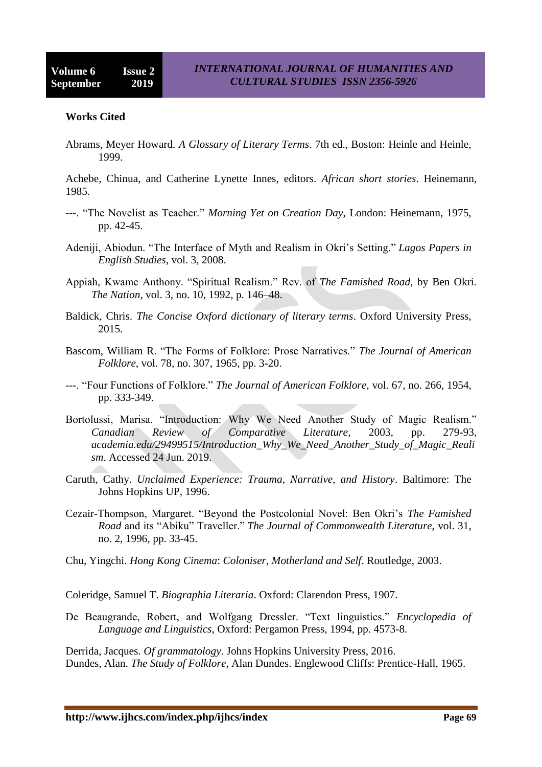## Works Cited

Abrams, Meyer Howard. *A Glossary of Literary Terms*. 7th ed., Boston: Heinle and Heinle, 1999.

Achebe, Chinua, and Catherine Lynette Innes, editors. *African short stories*. Heinemann, 1985.

---. "The Novelist as Teacher." *Morning Yet on Creation Day*, London: Heinemann, 1975, pp. 42-45.

Adeniji, Abiodun. "The Interface of Myth and Realism in Okri's Setting." *Lagos Papers in English Studies*, vol. 3, 2008.

Appiah, Kwame Anthony. "Spiritual Realism." Rev. of *The Famished Road*, by Ben Okri. *The Nation*, vol. 3, no. 10, 1992, p. 146–48.

Baldick, Chris. *The Concise Oxford dictionary of literary terms*. Oxford University Press, 2015.

Bascom, William R. "The Forms of Folklore: Prose Narratives." *The Journal of American Folklore*, vol. 78, no. 307, 1965, pp. 3-20.

---. "Four Functions of Folklore." *The Journal of American Folklore*, vol. 67, no. 266, 1954, pp. 333-349.

Bortolussi, Marisa. "Introduction: Why We Need Another Study of Magic Realism." *Canadian Review of Comparative Literature*, 2003, pp. 279-93, *academia.edu/29499515/Introduction_Why_We_Need_Another_Study_of_Magic_Realism*. Accessed 24 Jun. 2019.

Caruth, Cathy. *Unclaimed Experience: Trauma, Narrative, and History*. Baltimore: The Johns Hopkins UP, 1996.

Cezair-Thompson, Margaret. "Beyond the Postcolonial Novel: Ben Okri's *The Famished Road* and its "Abiku" Traveller." *The Journal of Commonwealth Literature*, vol. 31, no. 2, 1996, pp. 33-45.

Chu, Yingchi. *Hong Kong Cinema*: *Coloniser, Motherland and Self*. Routledge, 2003.

Coleridge, Samuel T. *Biographia Literaria*. Oxford: Clarendon Press, 1907.

De Beaugrande, Robert, and Wolfgang Dressler. "Text linguistics." *Encyclopedia of Language and Linguistics*, Oxford: Pergamon Press, 1994, pp. 4573-8.

Derrida, Jacques. *Of grammatology*. Johns Hopkins University Press, 2016.

Dundes, Alan. *The Study of Folklore*, Alan Dundes. Englewood Cliffs: Prentice-Hall, 1965.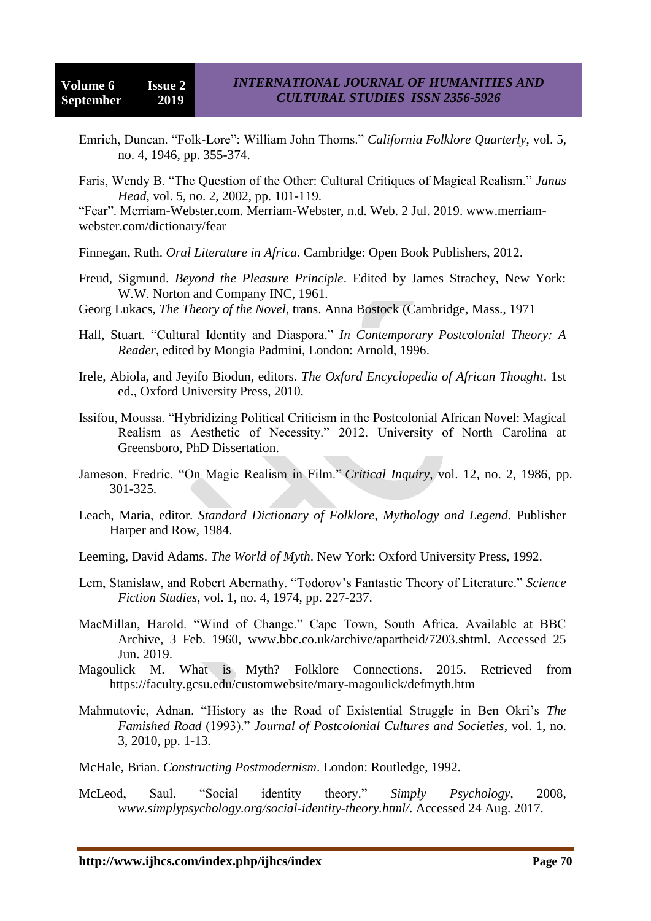Emrich, Duncan. “Folk-Lore”: William John Thoms.” *California Folklore Quarterly*, vol. 5, no. 4, 1946, pp. 355-374.

Faris, Wendy B. “The Question of the Other: Cultural Critiques of Magical Realism.” *Janus Head*, vol. 5, no. 2, 2002, pp. 101-119.

“Fear”. Merriam-Webster.com. Merriam-Webster, n.d. Web. 2 Jul. 2019. www.merriam-webster.com/dictionary/fear

Finnegan, Ruth. *Oral Literature in Africa*. Cambridge: Open Book Publishers, 2012.

Freud, Sigmund. *Beyond the Pleasure Principle*. Edited by James Strachey, New York: W.W. Norton and Company INC, 1961.

Georg Lukacs, *The Theory of the Novel*, trans. Anna Bostock (Cambridge, Mass., 1971

Hall, Stuart. “Cultural Identity and Diaspora.” *In Contemporary Postcolonial Theory: A Reader*, edited by Mongia Padmini, London: Arnold, 1996.

Irele, Abiola, and Jeyifo Biodun, editors. *The Oxford Encyclopedia of African Thought*. 1st ed., Oxford University Press, 2010.

Issifou, Moussa. “Hybridizing Political Criticism in the Postcolonial African Novel: Magical Realism as Aesthetic of Necessity.” 2012. University of North Carolina at Greensboro, PhD Dissertation.

Jameson, Fredric. “On Magic Realism in Film.” *Critical Inquiry*, vol. 12, no. 2, 1986, pp. 301-325.

Leach, Maria, editor. *Standard Dictionary of Folklore, Mythology and Legend*. Publisher Harper and Row, 1984.

Leeming, David Adams. *The World of Myth*. New York: Oxford University Press, 1992.

Lem, Stanislaw, and Robert Abernathy. “Todorov’s Fantastic Theory of Literature.” *Science Fiction Studies*, vol. 1, no. 4, 1974, pp. 227-237.

MacMillan, Harold. “Wind of Change.” Cape Town, South Africa. Available at BBC Archive, 3 Feb. 1960, www.bbc.co.uk/archive/apartheid/7203.shtml. Accessed 25 Jun. 2019.

Magoulick M. What is Myth? Folklore Connections. 2015. Retrieved from https://faculty.gcsu.edu/customwebsite/mary-magoulick/defmyth.htm

Mahmutovic, Adnan. “History as the Road of Existential Struggle in Ben Okri’s *The Famished Road* (1993).” *Journal of Postcolonial Cultures and Societies*, vol. 1, no. 3, 2010, pp. 1-13.

McHale, Brian. *Constructing Postmodernism*. London: Routledge, 1992.

McLeod, Saul. “Social identity theory.” *Simply Psychology*, 2008, *www.simplypsychology.org/social-identity-theory.html/*. Accessed 24 Aug. 2017.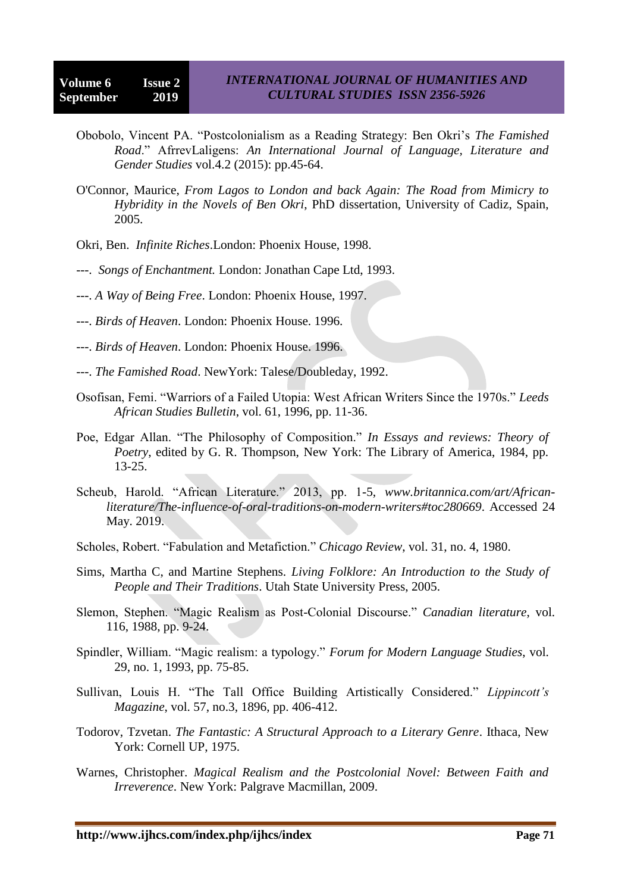Obobolo, Vincent PA. "Postcolonialism as a Reading Strategy: Ben Okri's *The Famished Road*." AfrrevLaligens: *An International Journal of Language, Literature and Gender Studies* vol.4.2 (2015): pp.45-64.

O'Connor, Maurice, *From Lagos to London and back Again: The Road from Mimicry to Hybridity in the Novels of Ben Okri*, PhD dissertation, University of Cadiz, Spain, 2005.

Okri, Ben. *Infinite Riches*.London: Phoenix House, 1998.

---. *Songs of Enchantment.* London: Jonathan Cape Ltd, 1993.

---. *A Way of Being Free*. London: Phoenix House, 1997.

---. *Birds of Heaven*. London: Phoenix House. 1996.

---. *Birds of Heaven*. London: Phoenix House. 1996.

---. *The Famished Road*. NewYork: Talese/Doubleday, 1992.

Osofisan, Femi. "Warriors of a Failed Utopia: West African Writers Since the 1970s." *Leeds African Studies Bulletin*, vol. 61, 1996, pp. 11-36.

Poe, Edgar Allan. "The Philosophy of Composition." *In Essays and reviews: Theory of Poetry*, edited by G. R. Thompson, New York: The Library of America, 1984, pp. 13-25.

Scheub, Harold. "African Literature." 2013, pp. 1-5, *www.britannica.com/art/African-literature/The-influence-of-oral-traditions-on-modern-writers#toc280669*. Accessed 24 May. 2019.

Scholes, Robert. "Fabulation and Metafiction." *Chicago Review*, vol. 31, no. 4, 1980.

Sims, Martha C, and Martine Stephens. *Living Folklore: An Introduction to the Study of People and Their Traditions*. Utah State University Press, 2005.

Slemon, Stephen. "Magic Realism as Post-Colonial Discourse." *Canadian literature*, vol. 116, 1988, pp. 9-24.

Spindler, William. "Magic realism: a typology." *Forum for Modern Language Studies*, vol. 29, no. 1, 1993, pp. 75-85.

Sullivan, Louis H. "The Tall Office Building Artistically Considered." *Lippincott's Magazine*, vol. 57, no.3, 1896, pp. 406-412.

Todorov, Tzvetan. *The Fantastic: A Structural Approach to a Literary Genre*. Ithaca, New York: Cornell UP, 1975.

Warnes, Christopher. *Magical Realism and the Postcolonial Novel: Between Faith and Irreverence*. New York: Palgrave Macmillan, 2009.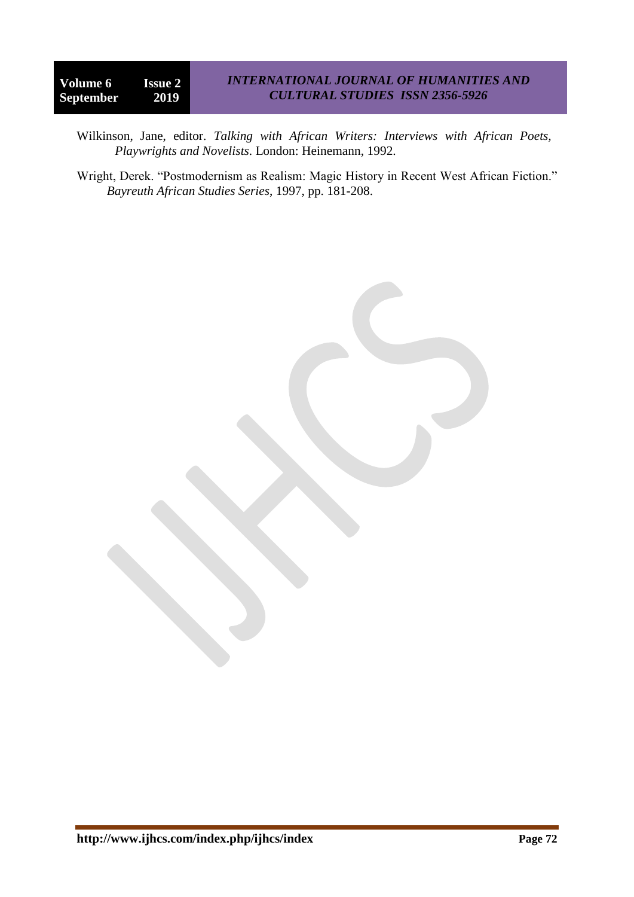Wilkinson, Jane, editor. *Talking with African Writers: Interviews with African Poets, Playwrights and Novelists*. London: Heinemann, 1992.

Wright, Derek. "Postmodernism as Realism: Magic History in Recent West African Fiction." *Bayreuth African Studies Series*, 1997, pp. 181-208.